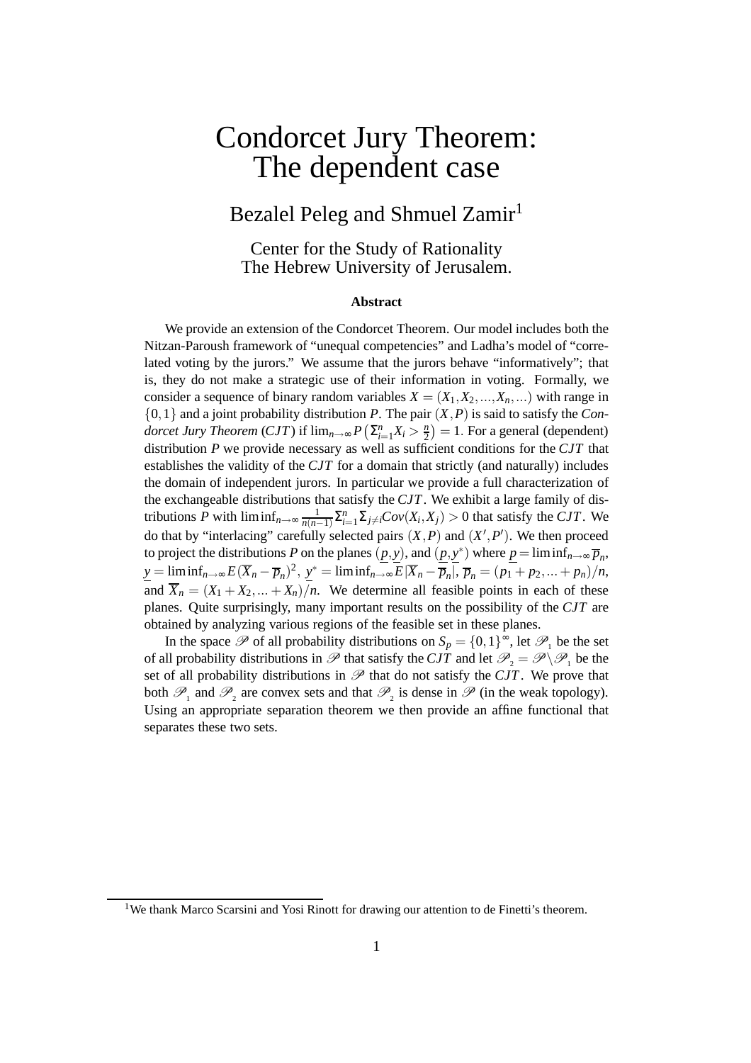# Condorcet Jury Theorem: The dependent case

Bezalel Peleg and Shmuel Zamir[1]

Center for the Study of Rationality
The Hebrew University of Jerusalem.

### Abstract

We provide an extension of the Condorcet Theorem. Our model includes both the Nitzan-Paroush framework of "unequal competencies" and Ladha's model of "correlated voting by the jurors." We assume that the jurors behave "informatively"; that is, they do not make a strategic use of their information in voting. Formally, we consider a sequence of binary random variables $X = (X_1, X_2, ..., X_n, ...)$ with range in $\{0,1\}$ and a joint probability distribution $P$. The pair $(X,P)$ is said to satisfy the *Condorcet Jury Theorem* ($CJT$) if $\lim_{n\to\infty} P\left(\Sigma_{i=1}^n X_i > \frac{n}{2}\right) = 1$. For a general (dependent) distribution $P$ we provide necessary as well as sufficient conditions for the $CJT$ that establishes the validity of the $CJT$ for a domain that strictly (and naturally) includes the domain of independent jurors. In particular we provide a full characterization of the exchangeable distributions that satisfy the $CJT$. We exhibit a large family of distributions $P$ with $\liminf_{n\to\infty} \frac{1}{n(n-1)} \Sigma_{i=1}^n \Sigma_{j\neq i} Cov(X_i, X_j) > 0$ that satisfy the $CJT$. We do that by "interlacing" carefully selected pairs $(X,P)$ and $(X',P')$. We then proceed to project the distributions $P$ on the planes $(\underline{p}, \underline{y})$, and $(\underline{p}, \underline{y}^*)$ where $\underline{p} = \liminf_{n\to\infty} \overline{p}_n$, $\underline{y} = \liminf_{n\to\infty} E(\overline{X}_n - \overline{p}_n)^2$, $\underline{y}^* = \liminf_{n\to\infty} E|\overline{X}_n - \overline{p}_n|$, $\overline{p}_n = (p_1 + p_2, ... + p_n)/n$, and $\overline{X}_n = (X_1 + X_2, ... + X_n)/n$. We determine all feasible points in each of these planes. Quite surprisingly, many important results on the possibility of the $CJT$ are obtained by analyzing various regions of the feasible set in these planes.

In the space $\mathscr{P}$ of all probability distributions on $S_p = \{0,1\}^\infty$, let $\mathscr{P}_1$ be the set of all probability distributions in $\mathscr{P}$ that satisfy the $CJT$ and let $\mathscr{P}_2 = \mathscr{P} \setminus \mathscr{P}_1$ be the set of all probability distributions in $\mathscr{P}$ that do not satisfy the $CJT$. We prove that both $\mathscr{P}_1$ and $\mathscr{P}_2$ are convex sets and that $\mathscr{P}_2$ is dense in $\mathscr{P}$ (in the weak topology). Using an appropriate separation theorem we then provide an affine functional that separates these two sets.

[1] We thank Marco Scarsini and Yosi Rinott for drawing our attention to de Finetti's theorem.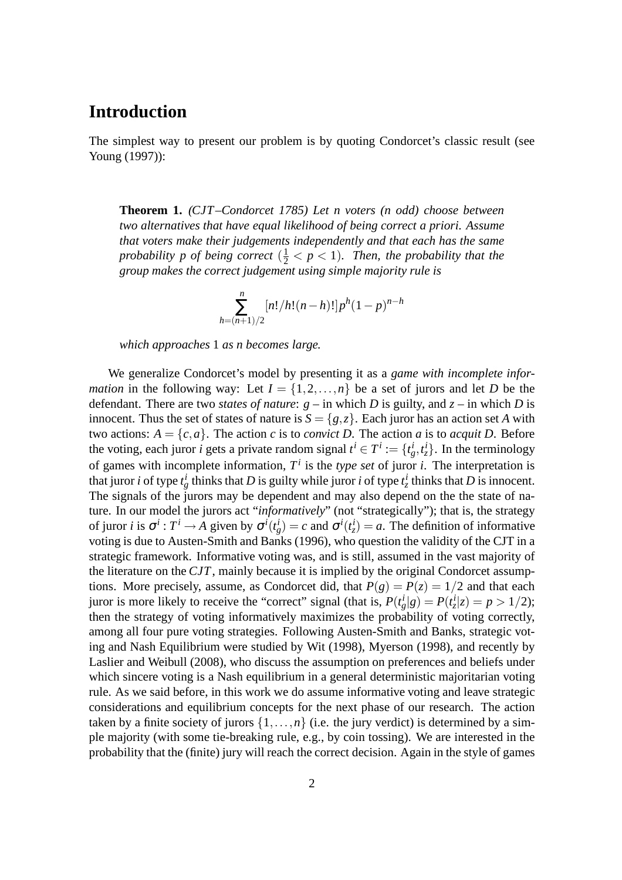# Introduction

The simplest way to present our problem is by quoting Condorcet's classic result (see Young (1997)):

**Theorem 1.** *(CJT–Condorcet 1785) Let n voters (n odd) choose between two alternatives that have equal likelihood of being correct a priori. Assume that voters make their judgements independently and that each has the same probability p of being correct ($\frac{1}{2} < p < 1$). Then, the probability that the group makes the correct judgement using simple majority rule is*

$$\sum_{h=(n+1)/2}^{n} [n!/h!(n-h)!]p^h(1-p)^{n-h}$$

*which approaches* 1 *as n becomes large.*

We generalize Condorcet's model by presenting it as a *game with incomplete information* in the following way: Let $I = \{1,2,\ldots,n\}$ be a set of jurors and let $D$ be the defendant. There are two *states of nature*: $g$ – in which $D$ is guilty, and $z$ – in which $D$ is innocent. Thus the set of states of nature is $S = \{g,z\}$. Each juror has an action set $A$ with two actions: $A = \{c,a\}$. The action $c$ is to *convict D*. The action $a$ is to *acquit D*. Before the voting, each juror $i$ gets a private random signal $t^i \in T^i := \{t^i_g, t^i_z\}$. In the terminology of games with incomplete information, $T^i$ is the *type set* of juror $i$. The interpretation is that juror $i$ of type $t^i_g$ thinks that $D$ is guilty while juror $i$ of type $t^i_z$ thinks that $D$ is innocent. The signals of the jurors may be dependent and may also depend on the the state of nature. In our model the jurors act "*informatively*" (not "strategically"); that is, the strategy of juror $i$ is $\sigma^i : T^i \to A$ given by $\sigma^i(t^i_g) = c$ and $\sigma^i(t^i_z) = a$. The definition of informative voting is due to Austen-Smith and Banks (1996), who question the validity of the CJT in a strategic framework. Informative voting was, and is still, assumed in the vast majority of the literature on the $CJT$, mainly because it is implied by the original Condorcet assumptions. More precisely, assume, as Condorcet did, that $P(g) = P(z) = 1/2$ and that each juror is more likely to receive the "correct" signal (that is, $P(t^i_g|g) = P(t^i_z|z) = p > 1/2$); then the strategy of voting informatively maximizes the probability of voting correctly, among all four pure voting strategies. Following Austen-Smith and Banks, strategic voting and Nash Equilibrium were studied by Wit (1998), Myerson (1998), and recently by Laslier and Weibull (2008), who discuss the assumption on preferences and beliefs under which sincere voting is a Nash equilibrium in a general deterministic majoritarian voting rule. As we said before, in this work we do assume informative voting and leave strategic considerations and equilibrium concepts for the next phase of our research. The action taken by a finite society of jurors $\{1,\ldots,n\}$ (i.e. the jury verdict) is determined by a simple majority (with some tie-breaking rule, e.g., by coin tossing). We are interested in the probability that the (finite) jury will reach the correct decision. Again in the style of games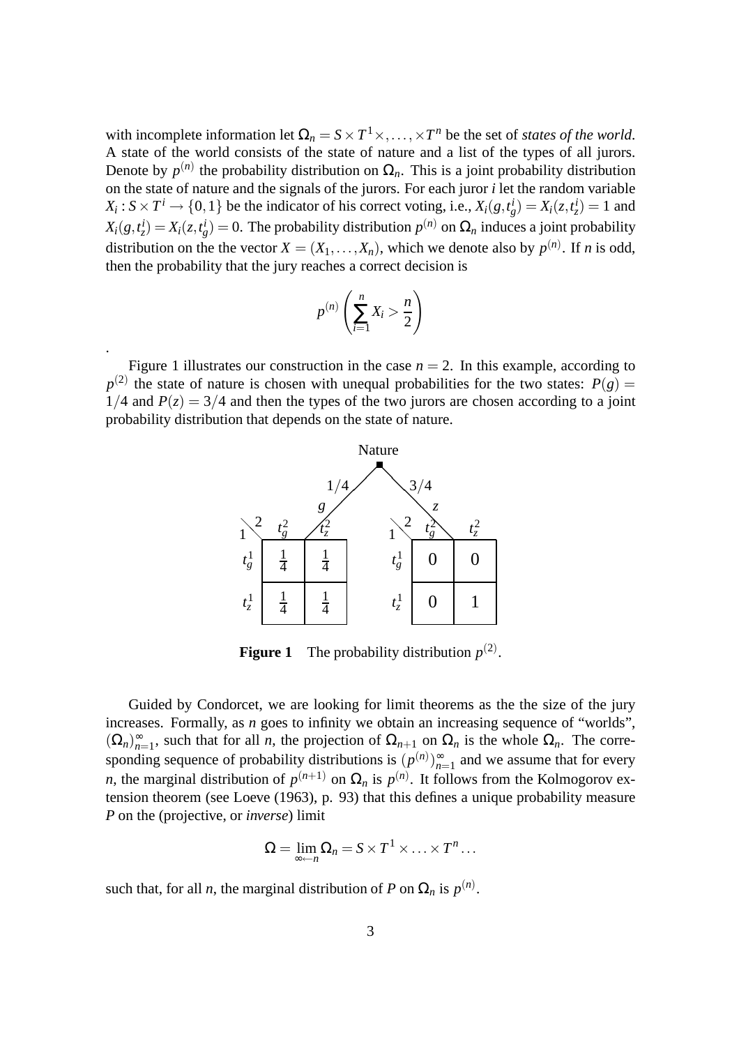with incomplete information let $\Omega_n = S \times T^1 \times, \ldots, \times T^n$ be the set of *states of the world*. A state of the world consists of the state of nature and a list of the types of all jurors. Denote by $p^{(n)}$ the probability distribution on $\Omega_n$. This is a joint probability distribution on the state of nature and the signals of the jurors. For each juror $i$ let the random variable $X_i : S \times T^i \to \{0,1\}$ be the indicator of his correct voting, i.e., $X_i(g,t_g^i) = X_i(z,t_z^i) = 1$ and $X_i(g,t_z^i) = X_i(z,t_g^i) = 0$. The probability distribution $p^{(n)}$ on $\Omega_n$ induces a joint probability distribution on the the vector $X = (X_1, \ldots, X_n)$, which we denote also by $p^{(n)}$. If $n$ is odd, then the probability that the jury reaches a correct decision is

$$p^{(n)}\left(\sum_{i=1}^{n} X_i > \frac{n}{2}\right)$$

.

Figure 1 illustrates our construction in the case $n = 2$. In this example, according to $p^{(2)}$ the state of nature is chosen with unequal probabilities for the two states: $P(g) = 1/4$ and $P(z) = 3/4$ and then the types of the two jurors are chosen according to a joint probability distribution that depends on the state of nature.

Nature: $g$ with probability $1/4$, $z$ with probability $3/4$.

State $g$:

| 1 \ 2 | $t_g^2$ | $t_z^2$ |
|---|---|---|
| $t_g^1$ | $\frac{1}{4}$ | $\frac{1}{4}$ |
| $t_z^1$ | $\frac{1}{4}$ | $\frac{1}{4}$ |

State $z$:

| 1 \ 2 | $t_g^2$ | $t_z^2$ |
|---|---|---|
| $t_g^1$ | 0 | 0 |
| $t_z^1$ | 0 | 1 |

**Figure 1** The probability distribution $p^{(2)}$.

Guided by Condorcet, we are looking for limit theorems as the the size of the jury increases. Formally, as $n$ goes to infinity we obtain an increasing sequence of "worlds", $(\Omega_n)_{n=1}^{\infty}$, such that for all $n$, the projection of $\Omega_{n+1}$ on $\Omega_n$ is the whole $\Omega_n$. The corresponding sequence of probability distributions is $(p^{(n)})_{n=1}^{\infty}$ and we assume that for every $n$, the marginal distribution of $p^{(n+1)}$ on $\Omega_n$ is $p^{(n)}$. It follows from the Kolmogorov extension theorem (see Loeve (1963), p. 93) that this defines a unique probability measure $P$ on the (projective, or *inverse*) limit

$$\Omega = \lim_{\infty \leftarrow n} \Omega_n = S \times T^1 \times \ldots \times T^n \ldots$$

such that, for all $n$, the marginal distribution of $P$ on $\Omega_n$ is $p^{(n)}$.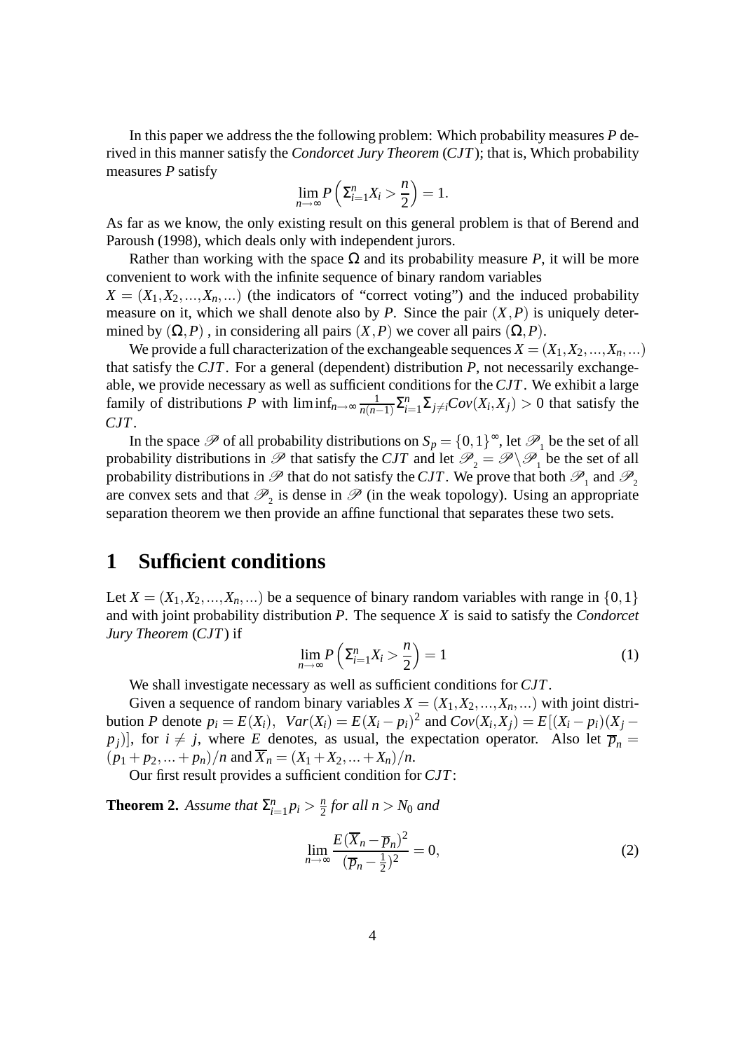In this paper we address the the following problem: Which probability measures $P$ derived in this manner satisfy the *Condorcet Jury Theorem* ($CJT$); that is, Which probability measures $P$ satisfy

$$\lim_{n\to\infty} P\left(\Sigma_{i=1}^{n} X_i > \frac{n}{2}\right) = 1.$$

As far as we know, the only existing result on this general problem is that of Berend and Paroush (1998), which deals only with independent jurors.

Rather than working with the space $\Omega$ and its probability measure $P$, it will be more convenient to work with the infinite sequence of binary random variables $X = (X_1, X_2, ..., X_n, ...)$ (the indicators of "correct voting") and the induced probability measure on it, which we shall denote also by $P$. Since the pair $(X, P)$ is uniquely determined by $(\Omega, P)$ , in considering all pairs $(X, P)$ we cover all pairs $(\Omega, P)$.

We provide a full characterization of the exchangeable sequences $X = (X_1, X_2, ..., X_n, ...)$ that satisfy the $CJT$. For a general (dependent) distribution $P$, not necessarily exchangeable, we provide necessary as well as sufficient conditions for the $CJT$. We exhibit a large family of distributions $P$ with $\liminf_{n\to\infty} \frac{1}{n(n-1)} \Sigma_{i=1}^{n} \Sigma_{j\neq i} Cov(X_i, X_j) > 0$ that satisfy the $CJT$.

In the space $\mathscr{P}$ of all probability distributions on $S_p = \{0,1\}^{\infty}$, let $\mathscr{P}_1$ be the set of all probability distributions in $\mathscr{P}$ that satisfy the $CJT$ and let $\mathscr{P}_2 = \mathscr{P} \setminus \mathscr{P}_1$ be the set of all probability distributions in $\mathscr{P}$ that do not satisfy the $CJT$. We prove that both $\mathscr{P}_1$ and $\mathscr{P}_2$ are convex sets and that $\mathscr{P}_2$ is dense in $\mathscr{P}$ (in the weak topology). Using an appropriate separation theorem we then provide an affine functional that separates these two sets.

# 1 Sufficient conditions

Let $X = (X_1, X_2, ..., X_n, ...)$ be a sequence of binary random variables with range in $\{0,1\}$ and with joint probability distribution $P$. The sequence $X$ is said to satisfy the *Condorcet Jury Theorem* ($CJT$) if

$$\lim_{n\to\infty} P\left(\Sigma_{i=1}^{n} X_i > \frac{n}{2}\right) = 1 \tag{1}$$

We shall investigate necessary as well as sufficient conditions for $CJT$.

Given a sequence of random binary variables $X = (X_1, X_2, ..., X_n, ...)$ with joint distribution $P$ denote $p_i = E(X_i)$, $Var(X_i) = E(X_i - p_i)^2$ and $Cov(X_i, X_j) = E[(X_i - p_i)(X_j - p_j)]$, for $i \neq j$, where $E$ denotes, as usual, the expectation operator. Also let $\overline{p}_n = (p_1 + p_2, ... + p_n)/n$ and $\overline{X}_n = (X_1 + X_2, ... + X_n)/n$.

Our first result provides a sufficient condition for $CJT$:

**Theorem 2.** *Assume that $\Sigma_{i=1}^{n} p_i > \frac{n}{2}$ for all $n > N_0$ and*

$$\lim_{n\to\infty} \frac{E(\overline{X}_n - \overline{p}_n)^2}{(\overline{p}_n - \frac{1}{2})^2} = 0, \tag{2}$$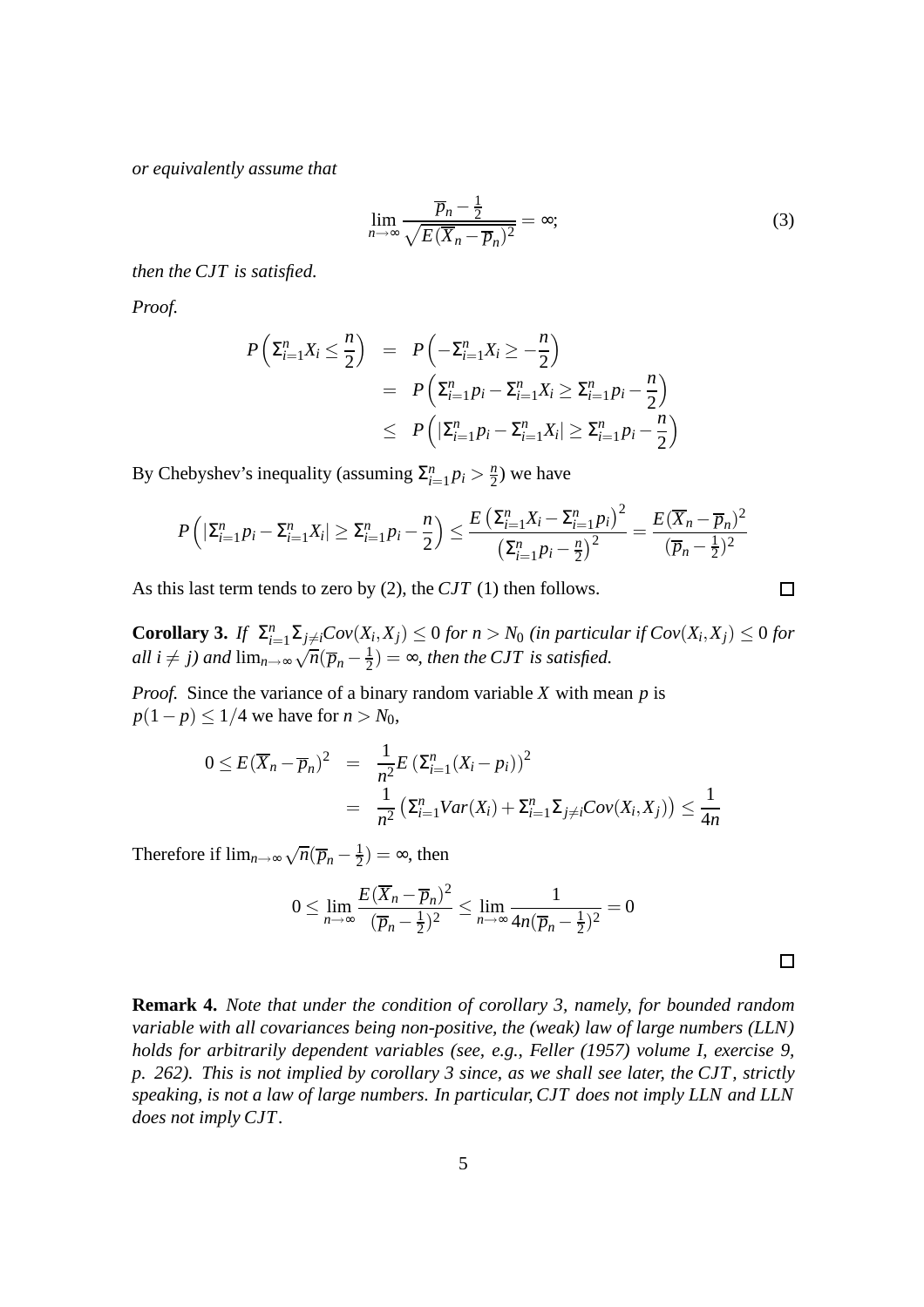*or equivalently assume that*

$$\lim_{n\to\infty} \frac{\overline{p}_n - \frac{1}{2}}{\sqrt{E(\overline{X}_n - \overline{p}_n)^2}} = \infty; \tag{3}$$

*then the CJT is satisfied.*

*Proof.*

$$\begin{aligned}
P\left(\Sigma_{i=1}^n X_i \le \frac{n}{2}\right) &= P\left(-\Sigma_{i=1}^n X_i \ge -\frac{n}{2}\right) \\
&= P\left(\Sigma_{i=1}^n p_i - \Sigma_{i=1}^n X_i \ge \Sigma_{i=1}^n p_i - \frac{n}{2}\right) \\
&\le P\left(|\Sigma_{i=1}^n p_i - \Sigma_{i=1}^n X_i| \ge \Sigma_{i=1}^n p_i - \frac{n}{2}\right)
\end{aligned}$$

By Chebyshev's inequality (assuming $\Sigma_{i=1}^n p_i > \frac{n}{2}$) we have

$$P\left(|\Sigma_{i=1}^n p_i - \Sigma_{i=1}^n X_i| \ge \Sigma_{i=1}^n p_i - \frac{n}{2}\right) \le \frac{E\left(\Sigma_{i=1}^n X_i - \Sigma_{i=1}^n p_i\right)^2}{\left(\Sigma_{i=1}^n p_i - \frac{n}{2}\right)^2} = \frac{E(\overline{X}_n - \overline{p}_n)^2}{(\overline{p}_n - \frac{1}{2})^2}$$

As this last term tends to zero by (2), the $CJT$ (1) then follows. □

**Corollary 3.** *If $\Sigma_{i=1}^n \Sigma_{j\neq i} Cov(X_i, X_j) \le 0$ for $n > N_0$ (in particular if $Cov(X_i, X_j) \le 0$ for all $i \neq j$) and $\lim_{n\to\infty} \sqrt{n}(\overline{p}_n - \frac{1}{2}) = \infty$, then the CJT is satisfied.*

*Proof.* Since the variance of a binary random variable $X$ with mean $p$ is $p(1-p) \le 1/4$ we have for $n > N_0$,

$$\begin{aligned}
0 \le E(\overline{X}_n - \overline{p}_n)^2 &= \frac{1}{n^2} E\left(\Sigma_{i=1}^n (X_i - p_i)\right)^2 \\
&= \frac{1}{n^2}\left(\Sigma_{i=1}^n Var(X_i) + \Sigma_{i=1}^n \Sigma_{j\neq i} Cov(X_i, X_j)\right) \le \frac{1}{4n}
\end{aligned}$$

Therefore if $\lim_{n\to\infty} \sqrt{n}(\overline{p}_n - \frac{1}{2}) = \infty$, then

$$0 \le \lim_{n\to\infty} \frac{E(\overline{X}_n - \overline{p}_n)^2}{(\overline{p}_n - \frac{1}{2})^2} \le \lim_{n\to\infty} \frac{1}{4n(\overline{p}_n - \frac{1}{2})^2} = 0$$

□

**Remark 4.** *Note that under the condition of corollary 3, namely, for bounded random variable with all covariances being non-positive, the (weak) law of large numbers (LLN) holds for arbitrarily dependent variables (see, e.g., Feller (1957) volume I, exercise 9, p. 262). This is not implied by corollary 3 since, as we shall see later, the CJT, strictly speaking, is not a law of large numbers. In particular, CJT does not imply LLN and LLN does not imply CJT.*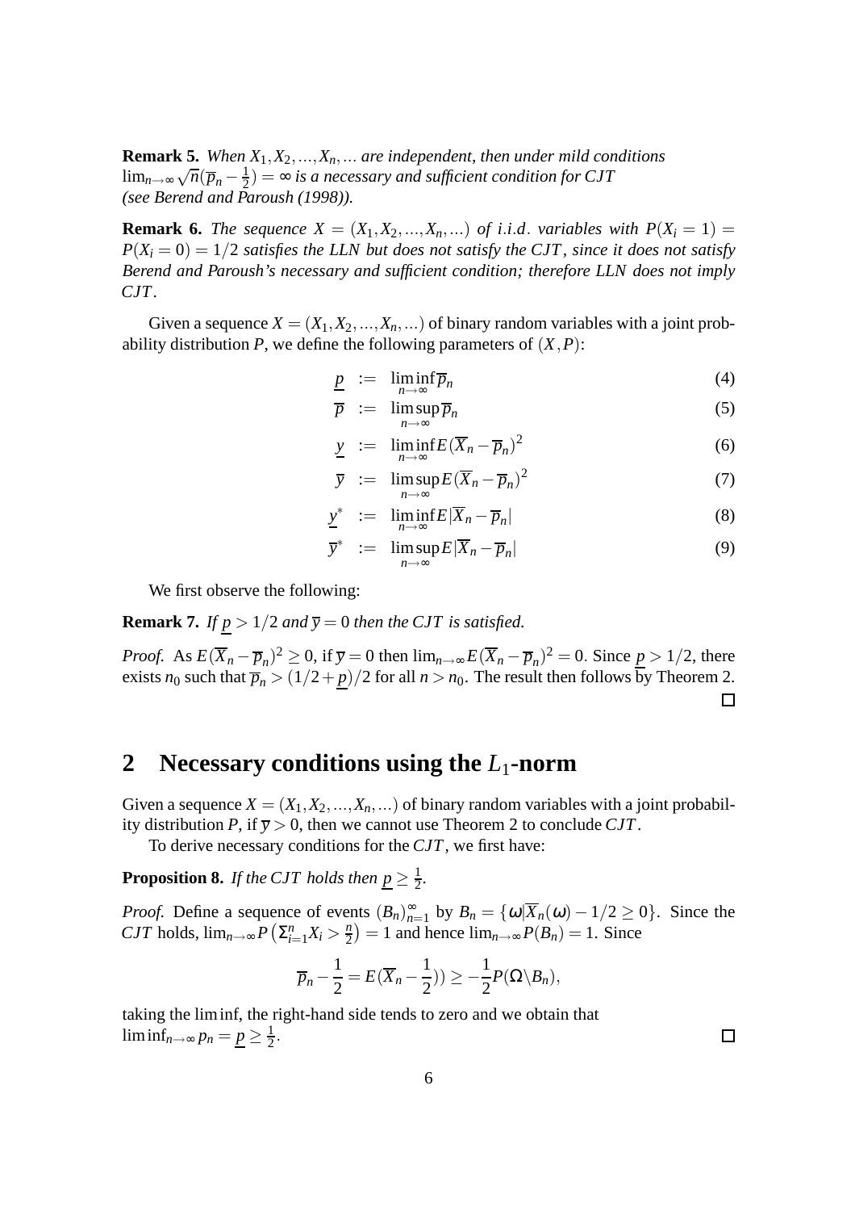**Remark 5.** *When $X_1, X_2, ..., X_n, ...$ are independent, then under mild conditions $\lim_{n\to\infty} \sqrt{n}(\overline{p}_n - \frac{1}{2}) = \infty$ is a necessary and sufficient condition for CJT (see Berend and Paroush (1998)).*

**Remark 6.** *The sequence $X = (X_1, X_2, ..., X_n, ...)$ of i.i.d. variables with $P(X_i = 1) = P(X_i = 0) = 1/2$ satisfies the LLN but does not satisfy the CJT, since it does not satisfy Berend and Paroush's necessary and sufficient condition; therefore LLN does not imply CJT.*

Given a sequence $X = (X_1, X_2, ..., X_n, ...)$ of binary random variables with a joint probability distribution $P$, we define the following parameters of $(X, P)$:

$$\underline{p} := \liminf_{n\to\infty} \overline{p}_n \tag{4}$$

$$\overline{p} := \limsup_{n\to\infty} \overline{p}_n \tag{5}$$

$$\underline{y} := \liminf_{n\to\infty} E(\overline{X}_n - \overline{p}_n)^2 \tag{6}$$

$$\overline{y} := \limsup_{n\to\infty} E(\overline{X}_n - \overline{p}_n)^2 \tag{7}$$

$$\underline{y}^* := \liminf_{n\to\infty} E|\overline{X}_n - \overline{p}_n| \tag{8}$$

$$\overline{y}^* := \limsup_{n\to\infty} E|\overline{X}_n - \overline{p}_n| \tag{9}$$

We first observe the following:

**Remark 7.** *If $\underline{p} > 1/2$ and $\overline{y} = 0$ then the CJT is satisfied.*

*Proof.* As $E(\overline{X}_n - \overline{p}_n)^2 \geq 0$, if $\overline{y} = 0$ then $\lim_{n\to\infty} E(\overline{X}_n - \overline{p}_n)^2 = 0$. Since $\underline{p} > 1/2$, there exists $n_0$ such that $\overline{p}_n > (1/2 + \underline{p})/2$ for all $n > n_0$. The result then follows by Theorem 2. □

## 2 Necessary conditions using the $L_1$-norm

Given a sequence $X = (X_1, X_2, ..., X_n, ...)$ of binary random variables with a joint probability distribution $P$, if $\overline{y} > 0$, then we cannot use Theorem 2 to conclude CJT.

To derive necessary conditions for the CJT, we first have:

**Proposition 8.** *If the CJT holds then $\underline{p} \geq \frac{1}{2}$.*

*Proof.* Define a sequence of events $(B_n)_{n=1}^\infty$ by $B_n = \{\omega | \overline{X}_n(\omega) - 1/2 \geq 0\}$. Since the CJT holds, $\lim_{n\to\infty} P\left(\Sigma_{i=1}^n X_i > \frac{n}{2}\right) = 1$ and hence $\lim_{n\to\infty} P(B_n) = 1$. Since

$$\overline{p}_n - \frac{1}{2} = E(\overline{X}_n - \frac{1}{2})) \geq -\frac{1}{2} P(\Omega \backslash B_n),$$

taking the lim inf, the right-hand side tends to zero and we obtain that $\liminf_{n\to\infty} p_n = \underline{p} \geq \frac{1}{2}$. □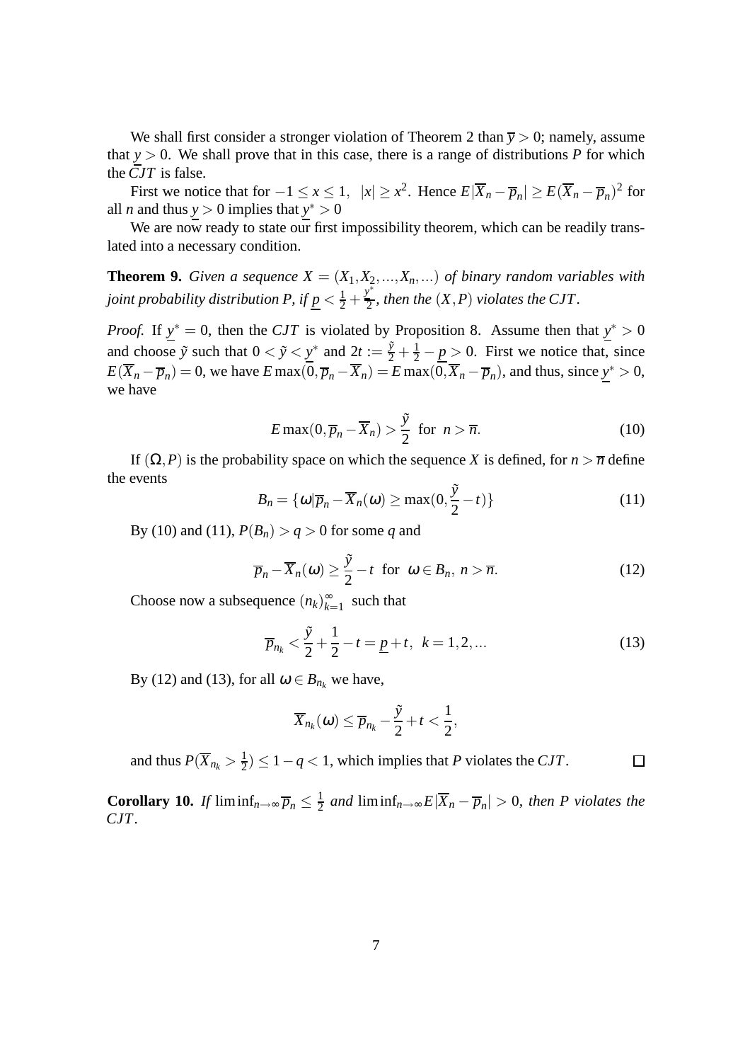We shall first consider a stronger violation of Theorem 2 than $\overline{y} > 0$; namely, assume that $\underline{y} > 0$. We shall prove that in this case, there is a range of distributions $P$ for which the $CJT$ is false.

First we notice that for $-1 \leq x \leq 1$, $|x| \geq x^2$. Hence $E|\overline{X}_n - \overline{p}_n| \geq E(\overline{X}_n - \overline{p}_n)^2$ for all $n$ and thus $\underline{y} > 0$ implies that $\underline{y}^* > 0$

We are now ready to state our first impossibility theorem, which can be readily translated into a necessary condition.

**Theorem 9.** *Given a sequence $X = (X_1, X_2, ..., X_n, ...)$ of binary random variables with joint probability distribution $P$, if $\underline{p} < \frac{1}{2} + \frac{\underline{y}^*}{2}$, then the $(X, P)$ violates the $CJT$.*

*Proof.* If $\underline{y}^* = 0$, then the $CJT$ is violated by Proposition 8. Assume then that $\underline{y}^* > 0$ and choose $\tilde{y}$ such that $0 < \tilde{y} < \underline{y}^*$ and $2t := \frac{\tilde{y}}{2} + \frac{1}{2} - \underline{p} > 0$. First we notice that, since $E(\overline{X}_n - \overline{p}_n) = 0$, we have $E\max(0, \overline{p}_n - \overline{X}_n) = E\max(0, \overline{X}_n - \overline{p}_n)$, and thus, since $\underline{y}^* > 0$, we have

$$E\max(0, \overline{p}_n - \overline{X}_n) > \frac{\tilde{y}}{2} \;\text{ for }\; n > \overline{n}. \tag{10}$$

If $(\Omega, P)$ is the probability space on which the sequence $X$ is defined, for $n > \overline{n}$ define the events

$$B_n = \{\omega | \overline{p}_n - \overline{X}_n(\omega) \geq \max(0, \frac{\tilde{y}}{2} - t)\} \tag{11}$$

By (10) and (11), $P(B_n) > q > 0$ for some $q$ and

$$\overline{p}_n - \overline{X}_n(\omega) \geq \frac{\tilde{y}}{2} - t \;\text{ for }\; \omega \in B_n,\; n > \overline{n}. \tag{12}$$

Choose now a subsequence $(n_k)_{k=1}^{\infty}$ such that

$$\overline{p}_{n_k} < \frac{\tilde{y}}{2} + \frac{1}{2} - t = \underline{p} + t,\;\; k = 1, 2, ... \tag{13}$$

By (12) and (13), for all $\omega \in B_{n_k}$ we have,

$$\overline{X}_{n_k}(\omega) \leq \overline{p}_{n_k} - \frac{\tilde{y}}{2} + t < \frac{1}{2},$$

and thus $P(\overline{X}_{n_k} > \frac{1}{2}) \leq 1 - q < 1$, which implies that $P$ violates the $CJT$. $\square$

**Corollary 10.** *If $\liminf_{n\to\infty} \overline{p}_n \leq \frac{1}{2}$ and $\liminf_{n\to\infty} E|\overline{X}_n - \overline{p}_n| > 0$, then $P$ violates the $CJT$.*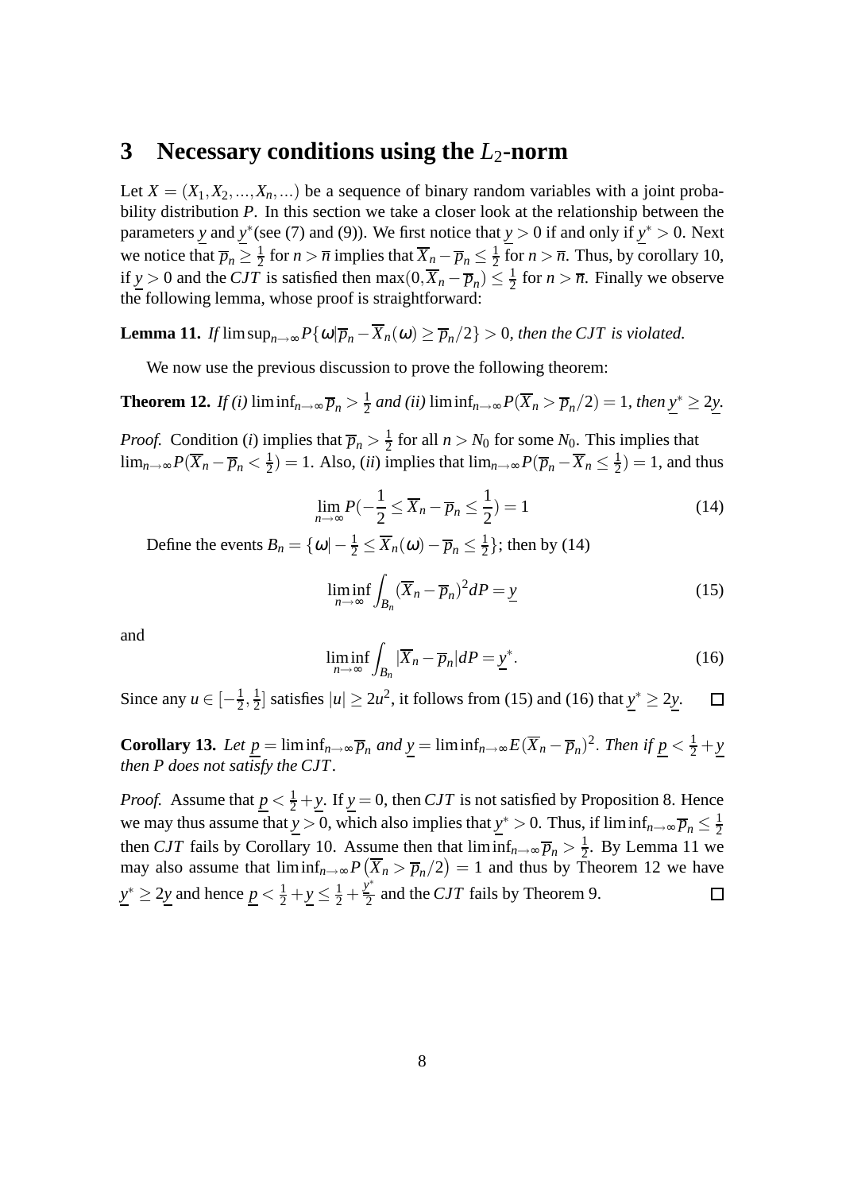## 3 Necessary conditions using the $L_2$-norm

Let $X = (X_1, X_2, ..., X_n, ...)$ be a sequence of binary random variables with a joint probability distribution $P$. In this section we take a closer look at the relationship between the parameters $\underline{y}$ and $\underline{y}^*$(see (7) and (9)). We first notice that $\underline{y} > 0$ if and only if $\underline{y}^* > 0$. Next we notice that $\overline{p}_n \geq \frac{1}{2}$ for $n > \overline{n}$ implies that $\overline{X}_n - \overline{p}_n \leq \frac{1}{2}$ for $n > \overline{n}$. Thus, by corollary 10, if $\underline{y} > 0$ and the $CJT$ is satisfied then $\max(0, \overline{X}_n - \overline{p}_n) \leq \frac{1}{2}$ for $n > \overline{n}$. Finally we observe the following lemma, whose proof is straightforward:

**Lemma 11.** *If* $\limsup_{n\to\infty} P\{\omega|\overline{p}_n - \overline{X}_n(\omega) \geq \overline{p}_n/2\} > 0$, *then the* $CJT$ *is violated.*

We now use the previous discussion to prove the following theorem:

**Theorem 12.** *If (i)* $\liminf_{n\to\infty} \overline{p}_n > \frac{1}{2}$ *and (ii)* $\liminf_{n\to\infty} P(\overline{X}_n > \overline{p}_n/2) = 1$, *then* $\underline{y}^* \geq 2\underline{y}$.

*Proof.* Condition $(i)$ implies that $\overline{p}_n > \frac{1}{2}$ for all $n > N_0$ for some $N_0$. This implies that $\lim_{n\to\infty} P(\overline{X}_n - \overline{p}_n < \frac{1}{2}) = 1$. Also, $(ii)$ implies that $\lim_{n\to\infty} P(\overline{p}_n - \overline{X}_n \leq \frac{1}{2}) = 1$, and thus

$$\lim_{n\to\infty} P(-\frac{1}{2} \leq \overline{X}_n - \overline{p}_n \leq \frac{1}{2}) = 1 \tag{14}$$

Define the events $B_n = \{\omega| -\frac{1}{2} \leq \overline{X}_n(\omega) - \overline{p}_n \leq \frac{1}{2}\}$; then by (14)

$$\liminf_{n\to\infty} \int_{B_n} (\overline{X}_n - \overline{p}_n)^2 dP = \underline{y} \tag{15}$$

and

$$\liminf_{n\to\infty} \int_{B_n} |\overline{X}_n - \overline{p}_n| dP = \underline{y}^*. \tag{16}$$

Since any $u \in [-\frac{1}{2}, \frac{1}{2}]$ satisfies $|u| \geq 2u^2$, it follows from (15) and (16) that $\underline{y}^* \geq 2\underline{y}$. $\square$

**Corollary 13.** *Let* $\underline{p} = \liminf_{n\to\infty} \overline{p}_n$ *and* $\underline{y} = \liminf_{n\to\infty} E(\overline{X}_n - \overline{p}_n)^2$. *Then if* $\underline{p} < \frac{1}{2} + \underline{y}$ *then* $P$ *does not satisfy the* $CJT$.

*Proof.* Assume that $\underline{p} < \frac{1}{2} + \underline{y}$. If $\underline{y} = 0$, then $CJT$ is not satisfied by Proposition 8. Hence we may thus assume that $\underline{y} > 0$, which also implies that $\underline{y}^* > 0$. Thus, if $\liminf_{n\to\infty} \overline{p}_n \leq \frac{1}{2}$ then $CJT$ fails by Corollary 10. Assume then that $\liminf_{n\to\infty} \overline{p}_n > \frac{1}{2}$. By Lemma 11 we may also assume that $\liminf_{n\to\infty} P\left(\overline{X}_n > \overline{p}_n/2\right) = 1$ and thus by Theorem 12 we have $\underline{y}^* \geq 2\underline{y}$ and hence $\underline{p} < \frac{1}{2} + \underline{y} \leq \frac{1}{2} + \frac{\underline{y}^*}{2}$ and the $CJT$ fails by Theorem 9. $\square$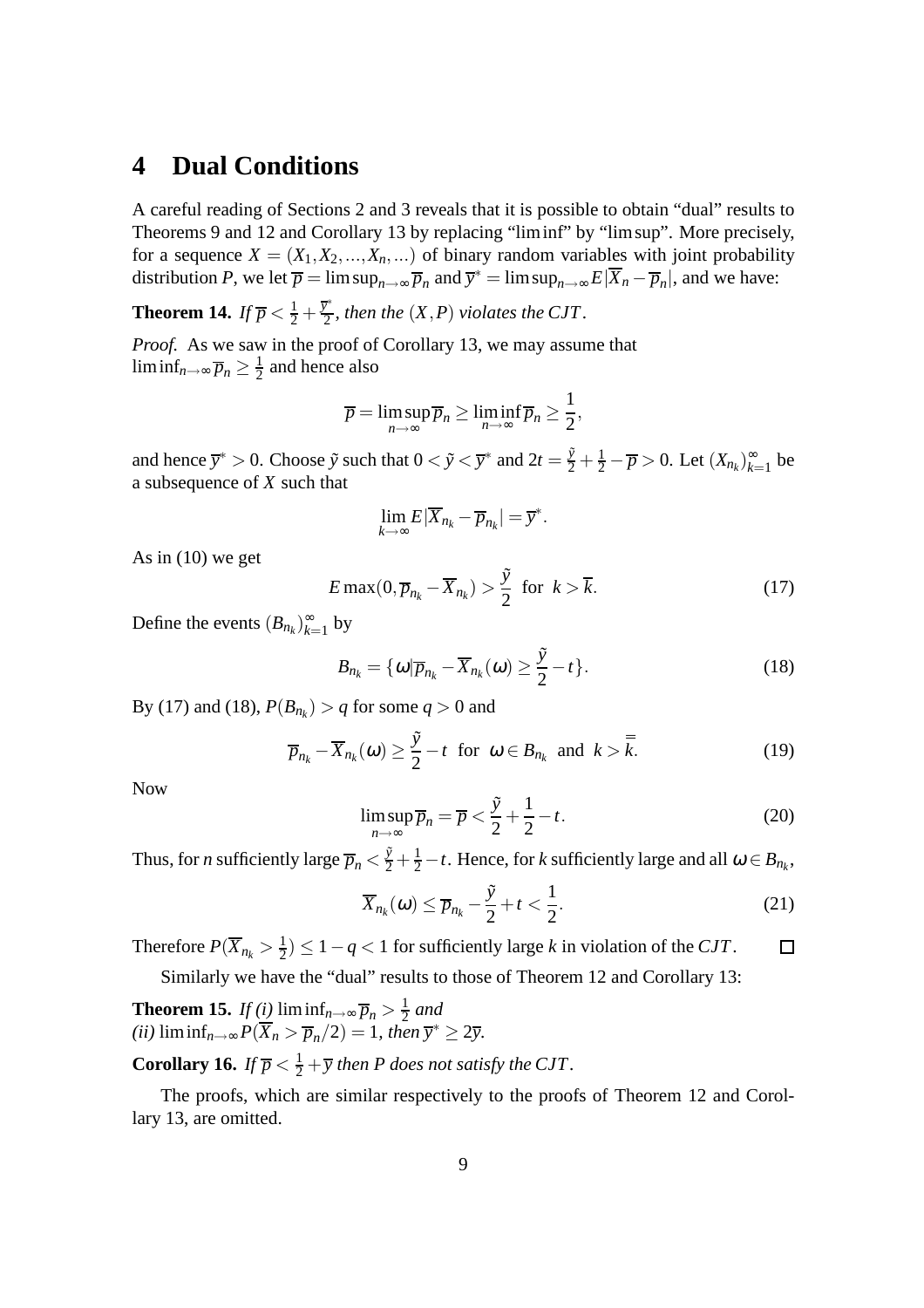# 4 Dual Conditions

A careful reading of Sections 2 and 3 reveals that it is possible to obtain "dual" results to Theorems 9 and 12 and Corollary 13 by replacing "lim inf" by "lim sup". More precisely, for a sequence $X = (X_1, X_2, ..., X_n, ...)$ of binary random variables with joint probability distribution $P$, we let $\overline{p} = \limsup_{n\to\infty} \overline{p}_n$ and $\overline{y}^* = \limsup_{n\to\infty} E|\overline{X}_n - \overline{p}_n|$, and we have:

**Theorem 14.** *If $\overline{p} < \frac{1}{2} + \frac{\overline{y}^*}{2}$, then the $(X,P)$ violates the CJT.*

*Proof.* As we saw in the proof of Corollary 13, we may assume that $\liminf_{n\to\infty} \overline{p}_n \geq \frac{1}{2}$ and hence also

$$\overline{p} = \limsup_{n\to\infty} \overline{p}_n \geq \liminf_{n\to\infty} \overline{p}_n \geq \frac{1}{2},$$

and hence $\overline{y}^* > 0$. Choose $\tilde{y}$ such that $0 < \tilde{y} < \overline{y}^*$ and $2t = \frac{\tilde{y}}{2} + \frac{1}{2} - \overline{p} > 0$. Let $(X_{n_k})_{k=1}^{\infty}$ be a subsequence of $X$ such that

$$\lim_{k\to\infty} E|\overline{X}_{n_k} - \overline{p}_{n_k}| = \overline{y}^*.$$

As in (10) we get

$$E\max(0, \overline{p}_{n_k} - \overline{X}_{n_k}) > \frac{\tilde{y}}{2} \text{ for } k > \overline{k}. \tag{17}$$

Define the events $(B_{n_k})_{k=1}^{\infty}$ by

$$B_{n_k} = \{\omega | \overline{p}_{n_k} - \overline{X}_{n_k}(\omega) \geq \frac{\tilde{y}}{2} - t\}. \tag{18}$$

By (17) and (18), $P(B_{n_k}) > q$ for some $q > 0$ and

$$\overline{p}_{n_k} - \overline{X}_{n_k}(\omega) \geq \frac{\tilde{y}}{2} - t \text{ for } \omega \in B_{n_k} \text{ and } k > \overline{\overline{k}}. \tag{19}$$

Now

$$\limsup_{n\to\infty} \overline{p}_n = \overline{p} < \frac{\tilde{y}}{2} + \frac{1}{2} - t. \tag{20}$$

Thus, for $n$ sufficiently large $\overline{p}_n < \frac{\tilde{y}}{2} + \frac{1}{2} - t$. Hence, for $k$ sufficiently large and all $\omega \in B_{n_k}$,

$$\overline{X}_{n_k}(\omega) \leq \overline{p}_{n_k} - \frac{\tilde{y}}{2} + t < \frac{1}{2}. \tag{21}$$

Therefore $P(\overline{X}_{n_k} > \frac{1}{2}) \leq 1 - q < 1$ for sufficiently large $k$ in violation of the $CJT$. □

Similarly we have the "dual" results to those of Theorem 12 and Corollary 13:

**Theorem 15.** *If (i) $\liminf_{n\to\infty} \overline{p}_n > \frac{1}{2}$ and (ii) $\liminf_{n\to\infty} P(\overline{X}_n > \overline{p}_n/2) = 1$, then $\overline{y}^* \geq 2\overline{y}$.*

**Corollary 16.** *If $\overline{p} < \frac{1}{2} + \overline{y}$ then $P$ does not satisfy the CJT.*

The proofs, which are similar respectively to the proofs of Theorem 12 and Corollary 13, are omitted.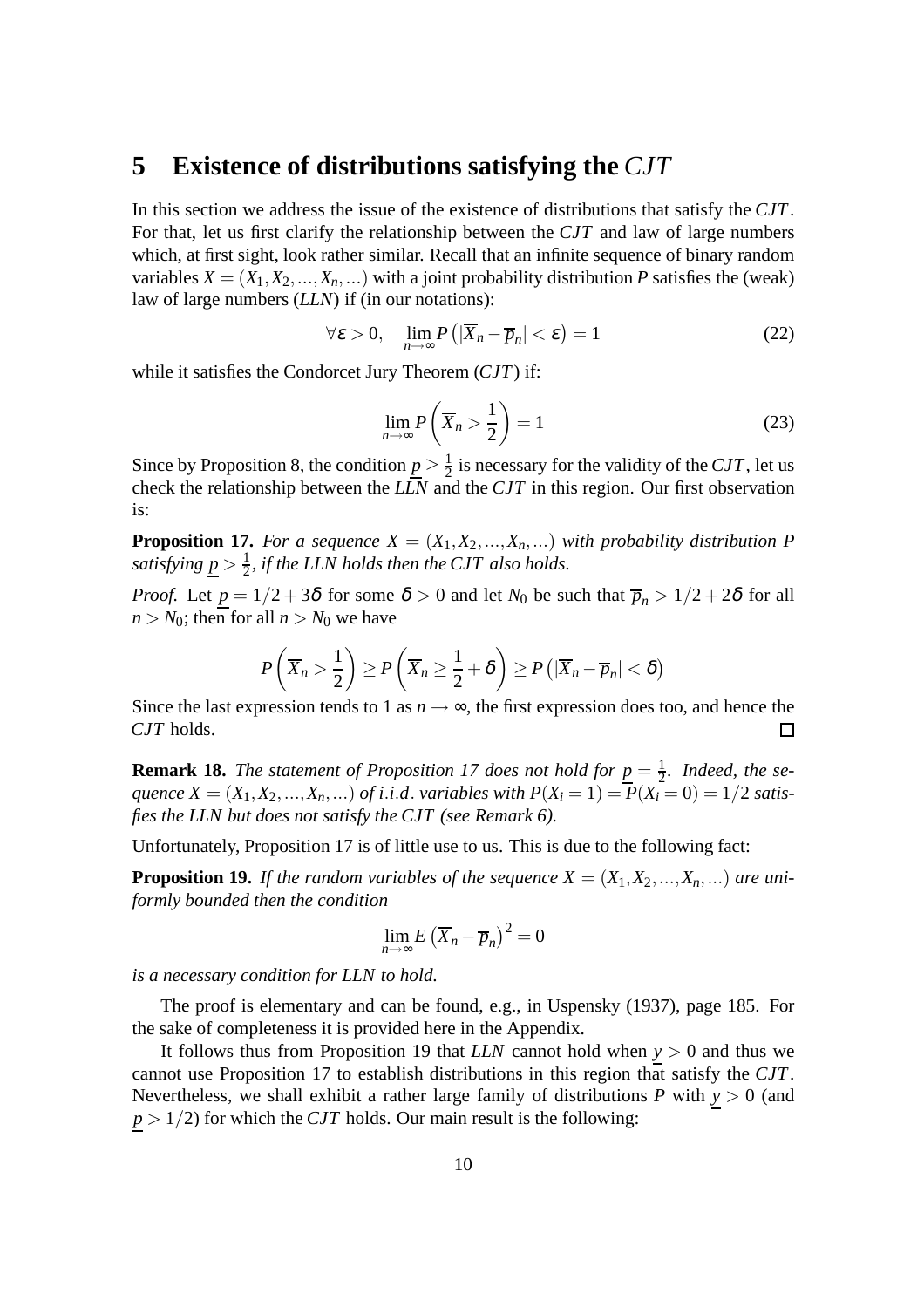## 5 Existence of distributions satisfying the $CJT$

In this section we address the issue of the existence of distributions that satisfy the $CJT$. For that, let us first clarify the relationship between the $CJT$ and law of large numbers which, at first sight, look rather similar. Recall that an infinite sequence of binary random variables $X = (X_1, X_2, ..., X_n, ...)$ with a joint probability distribution $P$ satisfies the (weak) law of large numbers ($LLN$) if (in our notations):

$$\forall \varepsilon > 0, \quad \lim_{n\to\infty} P\left(|\overline{X}_n - \overline{p}_n| < \varepsilon\right) = 1 \tag{22}$$

while it satisfies the Condorcet Jury Theorem ($CJT$) if:

$$\lim_{n\to\infty} P\left(\overline{X}_n > \frac{1}{2}\right) = 1 \tag{23}$$

Since by Proposition 8, the condition $\underline{p} \geq \frac{1}{2}$ is necessary for the validity of the $CJT$, let us check the relationship between the $LLN$ and the $CJT$ in this region. Our first observation is:

**Proposition 17.** *For a sequence $X = (X_1, X_2, ..., X_n, ...)$ with probability distribution $P$ satisfying $\underline{p} > \frac{1}{2}$, if the LLN holds then the $CJT$ also holds.*

*Proof.* Let $\underline{p} = 1/2 + 3\delta$ for some $\delta > 0$ and let $N_0$ be such that $\overline{p}_n > 1/2 + 2\delta$ for all $n > N_0$; then for all $n > N_0$ we have

$$P\left(\overline{X}_n > \frac{1}{2}\right) \geq P\left(\overline{X}_n \geq \frac{1}{2} + \delta\right) \geq P\left(|\overline{X}_n - \overline{p}_n| < \delta\right)$$

Since the last expression tends to 1 as $n \to \infty$, the first expression does too, and hence the $CJT$ holds. □

**Remark 18.** *The statement of Proposition 17 does not hold for $\underline{p} = \frac{1}{2}$. Indeed, the sequence $X = (X_1, X_2, ..., X_n, ...)$ of i.i.d. variables with $P(X_i = 1) = P(X_i = 0) = 1/2$ satisfies the LLN but does not satisfy the CJT (see Remark 6).*

Unfortunately, Proposition 17 is of little use to us. This is due to the following fact:

**Proposition 19.** *If the random variables of the sequence $X = (X_1, X_2, ..., X_n, ...)$ are uniformly bounded then the condition*

$$\lim_{n\to\infty} E\left(\overline{X}_n - \overline{p}_n\right)^2 = 0$$

*is a necessary condition for LLN to hold.*

The proof is elementary and can be found, e.g., in Uspensky (1937), page 185. For the sake of completeness it is provided here in the Appendix.

It follows thus from Proposition 19 that $LLN$ cannot hold when $\underline{y} > 0$ and thus we cannot use Proposition 17 to establish distributions in this region that satisfy the $CJT$. Nevertheless, we shall exhibit a rather large family of distributions $P$ with $\underline{y} > 0$ (and $\underline{p} > 1/2$) for which the $CJT$ holds. Our main result is the following: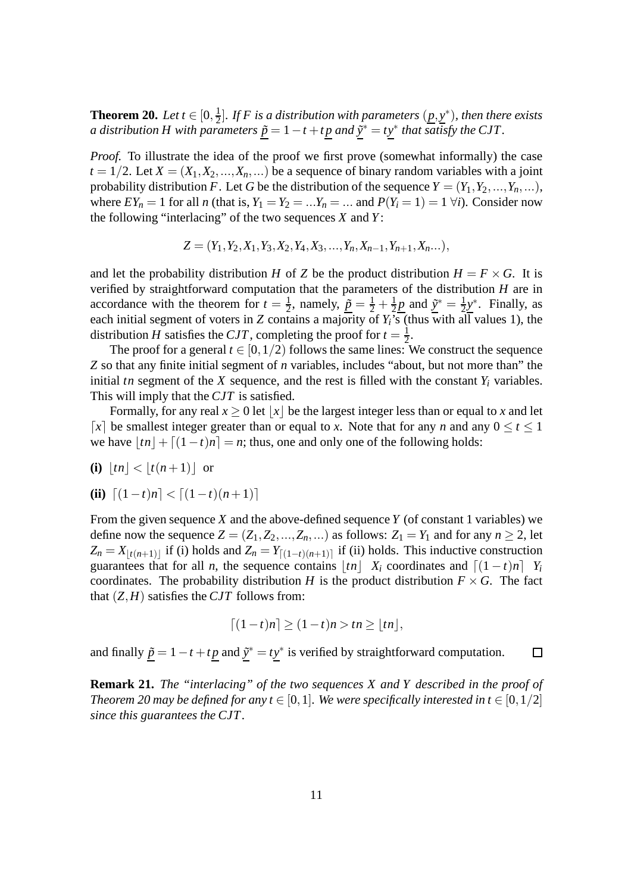**Theorem 20.** *Let $t \in [0, \frac{1}{2}]$. If $F$ is a distribution with parameters $(\underline{p}, \underline{y}^*)$, then there exists a distribution $H$ with parameters $\underline{\tilde{p}} = 1 - t + t\underline{p}$ and $\underline{\tilde{y}}^* = t\underline{y}^*$ that satisfy the CJT.*

*Proof.* To illustrate the idea of the proof we first prove (somewhat informally) the case $t = 1/2$. Let $X = (X_1, X_2, ..., X_n, ...)$ be a sequence of binary random variables with a joint probability distribution $F$. Let $G$ be the distribution of the sequence $Y = (Y_1, Y_2, ..., Y_n, ...)$, where $EY_n = 1$ for all $n$ (that is, $Y_1 = Y_2 = ...Y_n = ...$ and $P(Y_i = 1) = 1 \; \forall i$). Consider now the following "interlacing" of the two sequences $X$ and $Y$:

$$Z = (Y_1, Y_2, X_1, Y_3, X_2, Y_4, X_3, ..., Y_n, X_{n-1}, Y_{n+1}, X_n ...),$$

and let the probability distribution $H$ of $Z$ be the product distribution $H = F \times G$. It is verified by straightforward computation that the parameters of the distribution $H$ are in accordance with the theorem for $t = \frac{1}{2}$, namely, $\underline{\tilde{p}} = \frac{1}{2} + \frac{1}{2}\underline{p}$ and $\underline{\tilde{y}}^* = \frac{1}{2}\underline{y}^*$. Finally, as each initial segment of voters in $Z$ contains a majority of $Y_i$'s (thus with all values 1), the distribution $H$ satisfies the $CJT$, completing the proof for $t = \frac{1}{2}$.

The proof for a general $t \in [0, 1/2)$ follows the same lines: We construct the sequence $Z$ so that any finite initial segment of $n$ variables, includes "about, but not more than" the initial $tn$ segment of the $X$ sequence, and the rest is filled with the constant $Y_i$ variables. This will imply that the $CJT$ is satisfied.

Formally, for any real $x \geq 0$ let $\lfloor x \rfloor$ be the largest integer less than or equal to $x$ and let $\lceil x \rceil$ be smallest integer greater than or equal to $x$. Note that for any $n$ and any $0 \leq t \leq 1$ we have $\lfloor tn \rfloor + \lceil (1-t)n \rceil = n$; thus, one and only one of the following holds:

**(i)** $\lfloor tn \rfloor < \lfloor t(n+1) \rfloor$ or

**(ii)** $\lceil (1-t)n \rceil < \lceil (1-t)(n+1) \rceil$

From the given sequence $X$ and the above-defined sequence $Y$ (of constant 1 variables) we define now the sequence $Z = (Z_1, Z_2, ..., Z_n, ...)$ as follows: $Z_1 = Y_1$ and for any $n \geq 2$, let $Z_n = X_{\lfloor t(n+1) \rfloor}$ if (i) holds and $Z_n = Y_{\lceil (1-t)(n+1) \rceil}$ if (ii) holds. This inductive construction guarantees that for all $n$, the sequence contains $\lfloor tn \rfloor$ $X_i$ coordinates and $\lceil (1-t)n \rceil$ $Y_i$ coordinates. The probability distribution $H$ is the product distribution $F \times G$. The fact that $(Z, H)$ satisfies the $CJT$ follows from:

$$\lceil (1-t)n \rceil \geq (1-t)n > tn \geq \lfloor tn \rfloor,$$

and finally $\underline{\tilde{p}} = 1 - t + t\underline{p}$ and $\underline{\tilde{y}}^* = t\underline{y}^*$ is verified by straightforward computation. □

**Remark 21.** *The "interlacing" of the two sequences $X$ and $Y$ described in the proof of Theorem 20 may be defined for any $t \in [0, 1]$. We were specifically interested in $t \in [0, 1/2]$ since this guarantees the CJT.*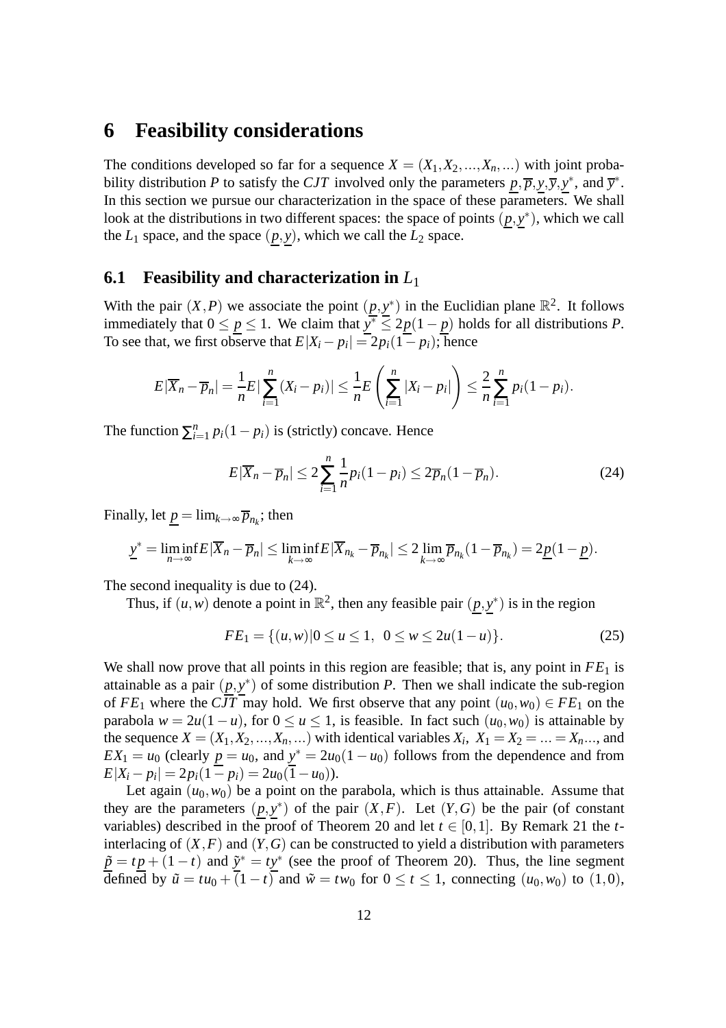# 6 Feasibility considerations

The conditions developed so far for a sequence $X = (X_1, X_2, ..., X_n, ...)$ with joint probability distribution $P$ to satisfy the $CJT$ involved only the parameters $\underline{p}, \overline{p}, \underline{y}, \overline{y}, \underline{y}^*$, and $\overline{y}^*$. In this section we pursue our characterization in the space of these parameters. We shall look at the distributions in two different spaces: the space of points $(\underline{p}, \underline{y}^*)$, which we call the $L_1$ space, and the space $(\underline{p}, \underline{y})$, which we call the $L_2$ space.

## 6.1 Feasibility and characterization in $L_1$

With the pair $(X, P)$ we associate the point $(\underline{p}, \underline{y}^*)$ in the Euclidian plane $\mathbb{R}^2$. It follows immediately that $0 \leq \underline{p} \leq 1$. We claim that $\underline{y}^* \leq 2\underline{p}(1 - \underline{p})$ holds for all distributions $P$. To see that, we first observe that $E|X_i - p_i| = 2p_i(1 - p_i)$; hence

$$E|\overline{X}_n - \overline{p}_n| = \frac{1}{n} E|\sum_{i=1}^{n}(X_i - p_i)| \leq \frac{1}{n} E\left(\sum_{i=1}^{n}|X_i - p_i|\right) \leq \frac{2}{n}\sum_{i=1}^{n} p_i(1 - p_i).$$

The function $\sum_{i=1}^{n} p_i(1 - p_i)$ is (strictly) concave. Hence

$$E|\overline{X}_n - \overline{p}_n| \leq 2\sum_{i=1}^{n}\frac{1}{n}p_i(1 - p_i) \leq 2\overline{p}_n(1 - \overline{p}_n). \tag{24}$$

Finally, let $\underline{p} = \lim_{k\to\infty}\overline{p}_{n_k}$; then

$$\underline{y}^* = \liminf_{n\to\infty} E|\overline{X}_n - \overline{p}_n| \leq \liminf_{k\to\infty} E|\overline{X}_{n_k} - \overline{p}_{n_k}| \leq 2\lim_{k\to\infty}\overline{p}_{n_k}(1 - \overline{p}_{n_k}) = 2\underline{p}(1 - \underline{p}).$$

The second inequality is due to (24).

Thus, if $(u, w)$ denote a point in $\mathbb{R}^2$, then any feasible pair $(\underline{p}, \underline{y}^*)$ is in the region

$$FE_1 = \{(u, w) | 0 \leq u \leq 1, \ \ 0 \leq w \leq 2u(1 - u)\}. \tag{25}$$

We shall now prove that all points in this region are feasible; that is, any point in $FE_1$ is attainable as a pair $(\underline{p}, \underline{y}^*)$ of some distribution $P$. Then we shall indicate the sub-region of $FE_1$ where the $CJT$ may hold. We first observe that any point $(u_0, w_0) \in FE_1$ on the parabola $w = 2u(1 - u)$, for $0 \leq u \leq 1$, is feasible. In fact such $(u_0, w_0)$ is attainable by the sequence $X = (X_1, X_2, ..., X_n, ...)$ with identical variables $X_i$, $X_1 = X_2 = ... = X_n ...$, and $EX_1 = u_0$ (clearly $\underline{p} = u_0$, and $\underline{y}^* = 2u_0(1 - u_0)$ follows from the dependence and from $E|X_i - p_i| = 2p_i(1 - p_i) = 2u_0(1 - u_0)$).

Let again $(u_0, w_0)$ be a point on the parabola, which is thus attainable. Assume that they are the parameters $(\underline{p}, \underline{y}^*)$ of the pair $(X, F)$. Let $(Y, G)$ be the pair (of constant variables) described in the proof of Theorem 20 and let $t \in [0, 1]$. By Remark 21 the $t$-interlacing of $(X, F)$ and $(Y, G)$ can be constructed to yield a distribution with parameters $\underline{\tilde{p}} = t\underline{p} + (1 - t)$ and $\underline{\tilde{y}}^* = t\underline{y}^*$ (see the proof of Theorem 20). Thus, the line segment defined by $\tilde{u} = tu_0 + (1 - t)$ and $\tilde{w} = tw_0$ for $0 \leq t \leq 1$, connecting $(u_0, w_0)$ to $(1, 0)$,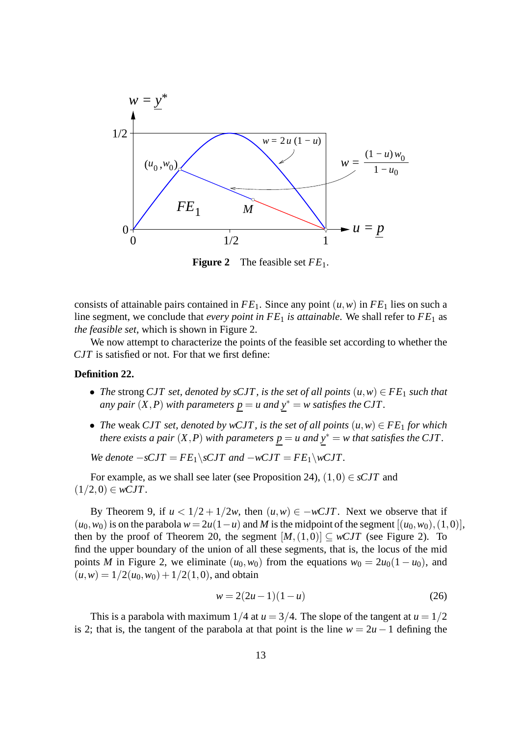**Figure 2** The feasible set $FE_1$.

consists of attainable pairs contained in $FE_1$. Since any point $(u,w)$ in $FE_1$ lies on such a line segment, we conclude that *every point in $FE_1$ is attainable*. We shall refer to $FE_1$ as *the feasible set*, which is shown in Figure 2.

We now attempt to characterize the points of the feasible set according to whether the $CJT$ is satisfied or not. For that we first define:

**Definition 22.**

- *The* strong *$CJT$ set, denoted by $sCJT$, is the set of all points $(u,w) \in FE_1$ such that any pair $(X,P)$ with parameters $\underline{p} = u$ and $\underline{y}^* = w$ satisfies the $CJT$.*
- *The* weak *$CJT$ set, denoted by $wCJT$, is the set of all points $(u,w) \in FE_1$ for which there exists a pair $(X,P)$ with parameters $\underline{p} = u$ and $\underline{y}^* = w$ that satisfies the $CJT$.*

*We denote $-sCJT = FE_1 \backslash sCJT$ and $-wCJT = FE_1 \backslash wCJT$.*

For example, as we shall see later (see Proposition 24), $(1,0) \in sCJT$ and $(1/2,0) \in wCJT$.

By Theorem 9, if $u < 1/2 + 1/2w$, then $(u,w) \in -wCJT$. Next we observe that if $(u_0,w_0)$ is on the parabola $w = 2u(1-u)$ and $M$ is the midpoint of the segment $[(u_0,w_0),(1,0)]$, then by the proof of Theorem 20, the segment $[M,(1,0)] \subseteq wCJT$ (see Figure 2). To find the upper boundary of the union of all these segments, that is, the locus of the mid points $M$ in Figure 2, we eliminate $(u_0,w_0)$ from the equations $w_0 = 2u_0(1-u_0)$, and $(u,w) = 1/2(u_0,w_0) + 1/2(1,0)$, and obtain

$$w = 2(2u-1)(1-u) \tag{26}$$

This is a parabola with maximum $1/4$ at $u = 3/4$. The slope of the tangent at $u = 1/2$ is 2; that is, the tangent of the parabola at that point is the line $w = 2u - 1$ defining the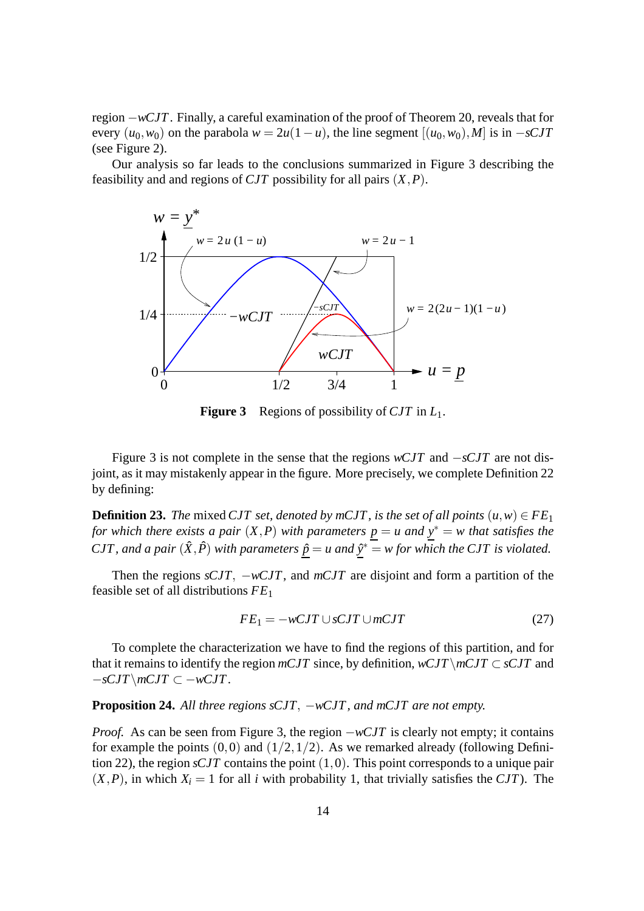region $-wCJT$. Finally, a careful examination of the proof of Theorem 20, reveals that for every $(u_0, w_0)$ on the parabola $w = 2u(1-u)$, the line segment $[(u_0, w_0), M]$ is in $-sCJT$ (see Figure 2).

Our analysis so far leads to the conclusions summarized in Figure 3 describing the feasibility and and regions of $CJT$ possibility for all pairs $(X, P)$.

**Figure 3** Regions of possibility of $CJT$ in $L_1$.

Figure 3 is not complete in the sense that the regions $wCJT$ and $-sCJT$ are not disjoint, as it may mistakenly appear in the figure. More precisely, we complete Definition 22 by defining:

**Definition 23.** *The* mixed $CJT$ set, *denoted by* $mCJT$, *is the set of all points* $(u, w) \in FE_1$ *for which there exists a pair* $(X, P)$ *with parameters* $\underline{p} = u$ *and* $\underline{y}^* = w$ *that satisfies the* $CJT$, *and a pair* $(\hat{X}, \hat{P})$ *with parameters* $\underline{\hat{p}} = u$ *and* $\underline{\hat{y}}^* = w$ *for which the* $CJT$ *is violated.*

Then the regions $sCJT$, $-wCJT$, and $mCJT$ are disjoint and form a partition of the feasible set of all distributions $FE_1$

$$FE_1 = -wCJT \cup sCJT \cup mCJT \tag{27}$$

To complete the characterization we have to find the regions of this partition, and for that it remains to identify the region $mCJT$ since, by definition, $wCJT \setminus mCJT \subset sCJT$ and $-sCJT \setminus mCJT \subset -wCJT$.

**Proposition 24.** *All three regions* $sCJT$, $-wCJT$, *and* $mCJT$ *are not empty.*

*Proof.* As can be seen from Figure 3, the region $-wCJT$ is clearly not empty; it contains for example the points $(0,0)$ and $(1/2, 1/2)$. As we remarked already (following Definition 22), the region $sCJT$ contains the point $(1,0)$. This point corresponds to a unique pair $(X, P)$, in which $X_i = 1$ for all $i$ with probability 1, that trivially satisfies the $CJT$). The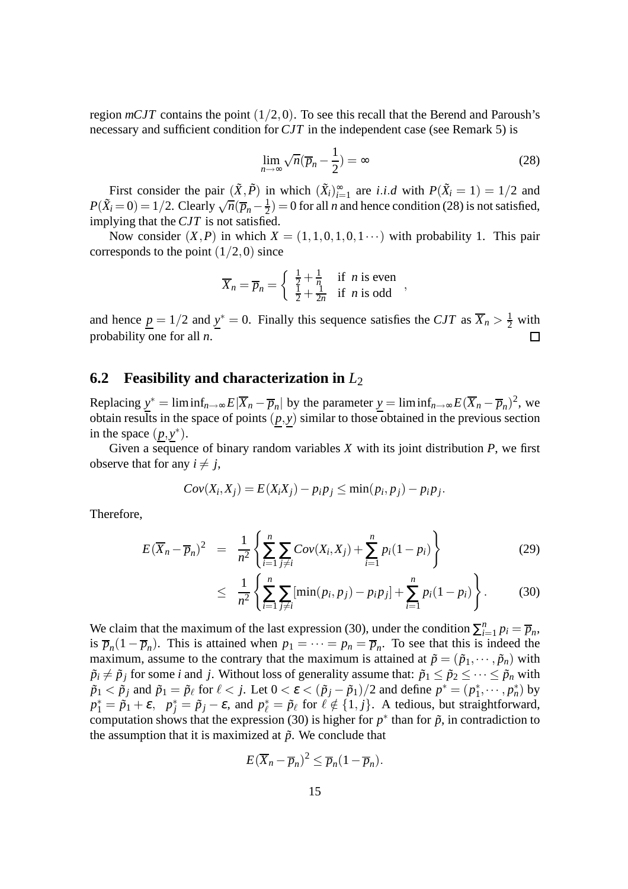region $mCJT$ contains the point $(1/2,0)$. To see this recall that the Berend and Paroush's necessary and sufficient condition for $CJT$ in the independent case (see Remark 5) is

$$\lim_{n\to\infty}\sqrt{n}(\overline{p}_n - \frac{1}{2}) = \infty \tag{28}$$

First consider the pair $(\tilde{X},\tilde{P})$ in which $(\tilde{X}_i)_{i=1}^{\infty}$ are $i.i.d$ with $P(\tilde{X}_i = 1) = 1/2$ and $P(\tilde{X}_i = 0) = 1/2$. Clearly $\sqrt{n}(\overline{p}_n - \frac{1}{2}) = 0$ for all $n$ and hence condition (28) is not satisfied, implying that the $CJT$ is not satisfied.

Now consider $(X,P)$ in which $X = (1,1,0,1,0,1\cdots)$ with probability 1. This pair corresponds to the point $(1/2,0)$ since

$$\overline{X}_n = \overline{p}_n = \begin{cases} \frac{1}{2}+\frac{1}{n} & \text{if } n \text{ is even} \\ \frac{1}{2}+\frac{1}{2n} & \text{if } n \text{ is odd} \end{cases},$$

and hence $\underline{p} = 1/2$ and $\underline{y}^* = 0$. Finally this sequence satisfies the $CJT$ as $\overline{X}_n > \frac{1}{2}$ with probability one for all $n$. □

## 6.2 Feasibility and characterization in $L_2$

Replacing $\underline{y}^* = \liminf_{n\to\infty} E|\overline{X}_n - \overline{p}_n|$ by the parameter $\underline{y} = \liminf_{n\to\infty} E(\overline{X}_n - \overline{p}_n)^2$, we obtain results in the space of points $(\underline{p},\underline{y})$ similar to those obtained in the previous section in the space $(\underline{p},\underline{y}^*)$.

Given a sequence of binary random variables $X$ with its joint distribution $P$, we first observe that for any $i \neq j$,

$$Cov(X_i,X_j) = E(X_iX_j) - p_ip_j \le \min(p_i,p_j) - p_ip_j.$$

Therefore,

$$E(\overline{X}_n - \overline{p}_n)^2 = \frac{1}{n^2}\left\{\sum_{i=1}^{n}\sum_{j\neq i} Cov(X_i,X_j) + \sum_{i=1}^{n} p_i(1-p_i)\right\} \tag{29}$$

$$\le \frac{1}{n^2}\left\{\sum_{i=1}^{n}\sum_{j\neq i}[\min(p_i,p_j) - p_ip_j] + \sum_{i=1}^{n} p_i(1-p_i)\right\}. \tag{30}$$

We claim that the maximum of the last expression (30), under the condition $\sum_{i=1}^{n} p_i = \overline{p}_n$, is $\overline{p}_n(1-\overline{p}_n)$. This is attained when $p_1 = \cdots = p_n = \overline{p}_n$. To see that this is indeed the maximum, assume to the contrary that the maximum is attained at $\tilde{p} = (\tilde{p}_1,\cdots,\tilde{p}_n)$ with $\tilde{p}_i \neq \tilde{p}_j$ for some $i$ and $j$. Without loss of generality assume that: $\tilde{p}_1 \le \tilde{p}_2 \le \cdots \le \tilde{p}_n$ with $\tilde{p}_1 < \tilde{p}_j$ and $\tilde{p}_1 = \tilde{p}_\ell$ for $\ell < j$. Let $0 < \varepsilon < (\tilde{p}_j - \tilde{p}_1)/2$ and define $p^* = (p_1^*,\cdots,p_n^*)$ by $p_1^* = \tilde{p}_1 + \varepsilon$, $p_j^* = \tilde{p}_j - \varepsilon$, and $p_\ell^* = \tilde{p}_\ell$ for $\ell \notin \{1,j\}$. A tedious, but straightforward, computation shows that the expression (30) is higher for $p^*$ than for $\tilde{p}$, in contradiction to the assumption that it is maximized at $\tilde{p}$. We conclude that

$$E(\overline{X}_n - \overline{p}_n)^2 \le \overline{p}_n(1-\overline{p}_n).$$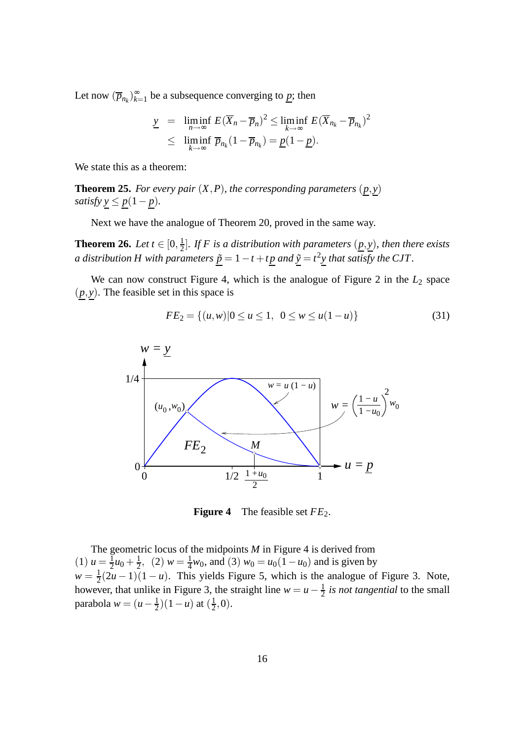Let now $(\overline{p}_{n_k})_{k=1}^{\infty}$ be a subsequence converging to $\underline{p}$; then

$$
\begin{aligned}
\underline{y} &= \liminf_{n\to\infty} E(\overline{X}_n - \overline{p}_n)^2 \leq \liminf_{k\to\infty} E(\overline{X}_{n_k} - \overline{p}_{n_k})^2 \\
&\leq \liminf_{k\to\infty} \overline{p}_{n_k}(1-\overline{p}_{n_k}) = \underline{p}(1-\underline{p}).
\end{aligned}
$$

We state this as a theorem:

**Theorem 25.** *For every pair $(X,P)$, the corresponding parameters $(\underline{p},\underline{y})$ satisfy $\underline{y} \leq \underline{p}(1-\underline{p})$.*

Next we have the analogue of Theorem 20, proved in the same way.

**Theorem 26.** *Let $t \in [0,\frac{1}{2}]$. If $F$ is a distribution with parameters $(\underline{p},\underline{y})$, then there exists a distribution $H$ with parameters $\underline{\tilde{p}} = 1-t+t\underline{p}$ and $\underline{\tilde{y}} = t^2\underline{y}$ that satisfy the CJT.*

We can now construct Figure 4, which is the analogue of Figure 2 in the $L_2$ space $(\underline{p},\underline{y})$. The feasible set in this space is

$$
FE_2 = \{(u,w) | 0 \leq u \leq 1, \ \ 0 \leq w \leq u(1-u)\} \tag{31}
$$

**Figure 4** The feasible set $FE_2$.

The geometric locus of the midpoints $M$ in Figure 4 is derived from (1) $u = \frac{1}{2}u_0 + \frac{1}{2}$, (2) $w = \frac{1}{4}w_0$, and (3) $w_0 = u_0(1-u_0)$ and is given by $w = \frac{1}{2}(2u-1)(1-u)$. This yields Figure 5, which is the analogue of Figure 3. Note, however, that unlike in Figure 3, the straight line $w = u - \frac{1}{2}$ *is not tangential* to the small parabola $w = (u-\frac{1}{2})(1-u)$ at $(\frac{1}{2},0)$.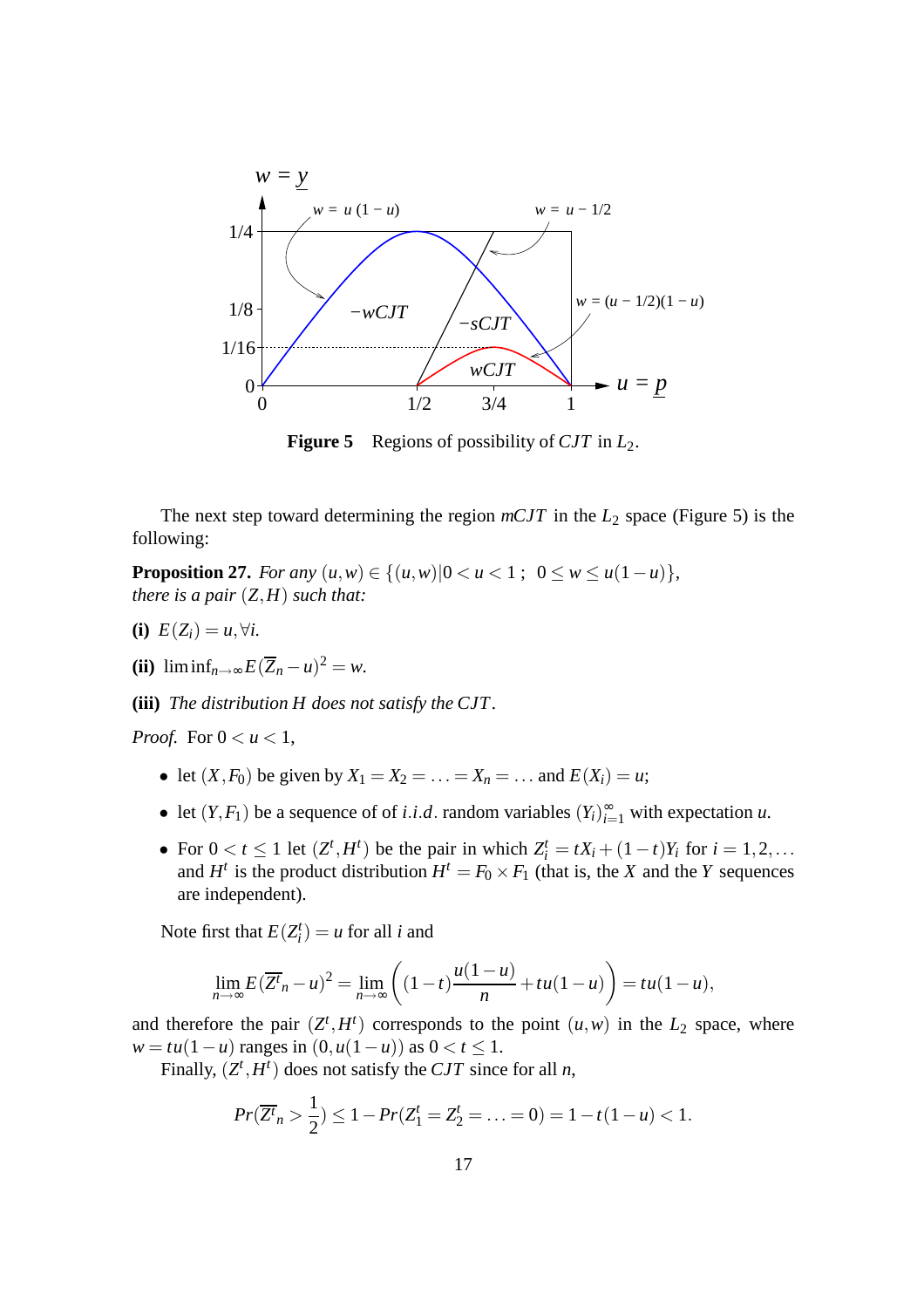Figure 5  Regions of possibility of $CJT$ in $L_2$.

The next step toward determining the region $mCJT$ in the $L_2$ space (Figure 5) is the following:

**Proposition 27.** *For any* $(u,w) \in \{(u,w) | 0 < u < 1\,;\ \ 0 \leq w \leq u(1-u)\}$, *there is a pair* $(Z,H)$ *such that:*

**(i)** $E(Z_i) = u, \forall i.$

**(ii)** $\liminf_{n\to\infty} E(\overline{Z}_n - u)^2 = w.$

**(iii)** *The distribution* $H$ *does not satisfy the* $CJT$.

*Proof.* For $0 < u < 1$,

- let $(X, F_0)$ be given by $X_1 = X_2 = \ldots = X_n = \ldots$ and $E(X_i) = u$;
- let $(Y, F_1)$ be a sequence of of $i.i.d.$ random variables $(Y_i)_{i=1}^{\infty}$ with expectation $u$.
- For $0 < t \leq 1$ let $(Z^t, H^t)$ be the pair in which $Z_i^t = tX_i + (1-t)Y_i$ for $i = 1, 2, \ldots$ and $H^t$ is the product distribution $H^t = F_0 \times F_1$ (that is, the $X$ and the $Y$ sequences are independent).

Note first that $E(Z_i^t) = u$ for all $i$ and

$$\lim_{n\to\infty} E(\overline{Z^t}_n - u)^2 = \lim_{n\to\infty} \left( (1-t)\frac{u(1-u)}{n} + tu(1-u) \right) = tu(1-u),$$

and therefore the pair $(Z^t, H^t)$ corresponds to the point $(u, w)$ in the $L_2$ space, where $w = tu(1-u)$ ranges in $(0, u(1-u))$ as $0 < t \leq 1$.

Finally, $(Z^t, H^t)$ does not satisfy the $CJT$ since for all $n$,

$$Pr(\overline{Z^t}_n > \frac{1}{2}) \leq 1 - Pr(Z_1^t = Z_2^t = \ldots = 0) = 1 - t(1-u) < 1.$$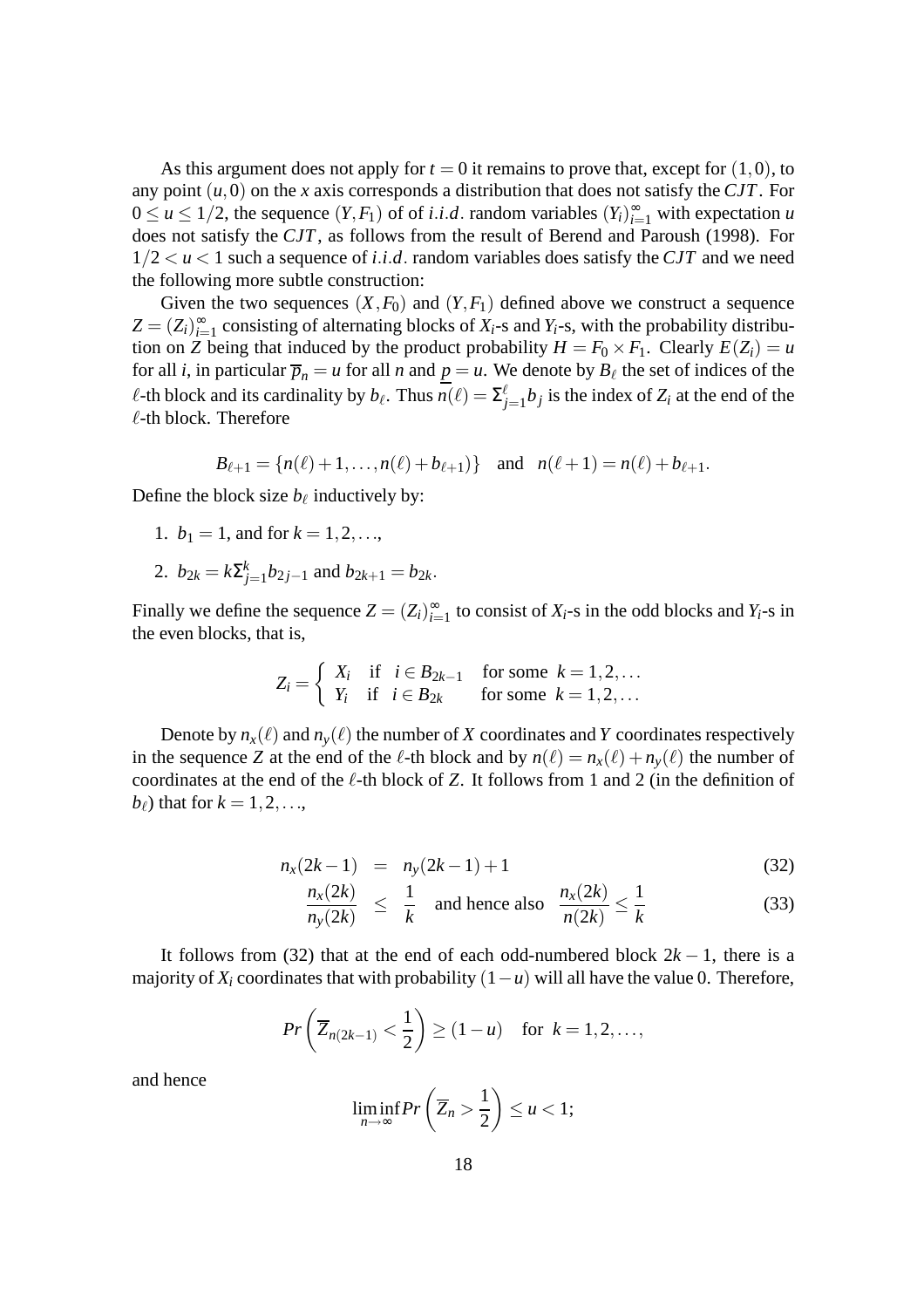As this argument does not apply for $t = 0$ it remains to prove that, except for $(1,0)$, to any point $(u,0)$ on the $x$ axis corresponds a distribution that does not satisfy the $CJT$. For $0 \leq u \leq 1/2$, the sequence $(Y,F_1)$ of of $i.i.d.$ random variables $(Y_i)_{i=1}^{\infty}$ with expectation $u$ does not satisfy the $CJT$, as follows from the result of Berend and Paroush (1998). For $1/2 < u < 1$ such a sequence of $i.i.d.$ random variables does satisfy the $CJT$ and we need the following more subtle construction:

Given the two sequences $(X,F_0)$ and $(Y,F_1)$ defined above we construct a sequence $Z = (Z_i)_{i=1}^{\infty}$ consisting of alternating blocks of $X_i$-s and $Y_i$-s, with the probability distribution on $Z$ being that induced by the product probability $H = F_0 \times F_1$. Clearly $E(Z_i) = u$ for all $i$, in particular $\overline{p}_n = u$ for all $n$ and $\underline{p} = u$. We denote by $B_\ell$ the set of indices of the $\ell$-th block and its cardinality by $b_\ell$. Thus $n(\ell) = \Sigma_{j=1}^{\ell} b_j$ is the index of $Z_i$ at the end of the $\ell$-th block. Therefore

$$B_{\ell+1} = \{n(\ell)+1, \ldots, n(\ell)+b_{\ell+1})\} \quad \text{and} \quad n(\ell+1) = n(\ell) + b_{\ell+1}.$$

Define the block size $b_\ell$ inductively by:

1. $b_1 = 1$, and for $k = 1,2,\ldots$,
2. $b_{2k} = k\Sigma_{j=1}^{k} b_{2j-1}$ and $b_{2k+1} = b_{2k}$.

Finally we define the sequence $Z = (Z_i)_{i=1}^{\infty}$ to consist of $X_i$-s in the odd blocks and $Y_i$-s in the even blocks, that is,

$$Z_i = \begin{cases} X_i & \text{if} \quad i \in B_{2k-1} \quad \text{for some} \quad k = 1,2,\ldots \\ Y_i & \text{if} \quad i \in B_{2k} \quad \text{for some} \quad k = 1,2,\ldots \end{cases}$$

Denote by $n_x(\ell)$ and $n_y(\ell)$ the number of $X$ coordinates and $Y$ coordinates respectively in the sequence $Z$ at the end of the $\ell$-th block and by $n(\ell) = n_x(\ell) + n_y(\ell)$ the number of coordinates at the end of the $\ell$-th block of $Z$. It follows from 1 and 2 (in the definition of $b_\ell$) that for $k = 1,2,\ldots$,

$$n_x(2k-1) = n_y(2k-1) + 1 \tag{32}$$

$$\frac{n_x(2k)}{n_y(2k)} \leq \frac{1}{k} \quad \text{and hence also} \quad \frac{n_x(2k)}{n(2k)} \leq \frac{1}{k} \tag{33}$$

It follows from (32) that at the end of each odd-numbered block $2k-1$, there is a majority of $X_i$ coordinates that with probability $(1-u)$ will all have the value 0. Therefore,

$$Pr\left(\overline{Z}_{n(2k-1)} < \frac{1}{2}\right) \geq (1-u) \quad \text{for} \quad k = 1,2,\ldots,$$

and hence

$$\liminf_{n\to\infty} Pr\left(\overline{Z}_n > \frac{1}{2}\right) \leq u < 1;$$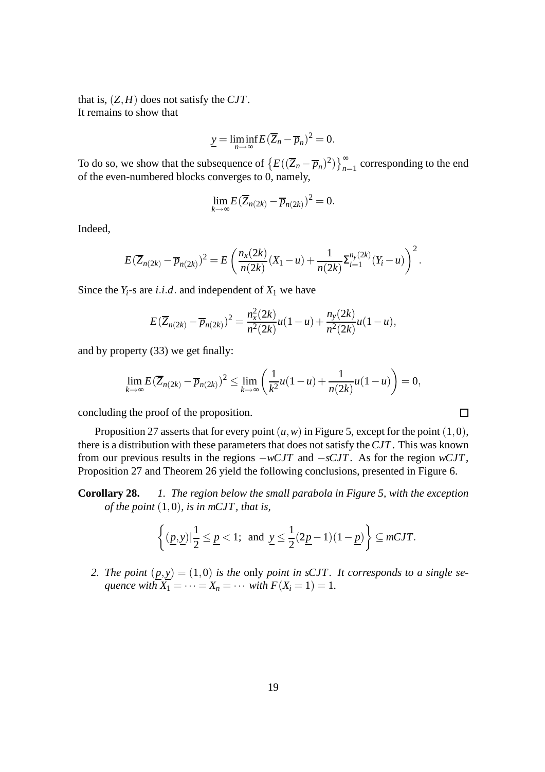that is, $(Z,H)$ does not satisfy the $CJT$.
It remains to show that

$$\underline{y} = \liminf_{n\to\infty} E(\overline{Z}_n - \overline{p}_n)^2 = 0.$$

To do so, we show that the subsequence of $\left\{E((\overline{Z}_n - \overline{p}_n)^2)\right\}_{n=1}^{\infty}$ corresponding to the end of the even-numbered blocks converges to 0, namely,

$$\lim_{k\to\infty} E(\overline{Z}_{n(2k)} - \overline{p}_{n(2k)})^2 = 0.$$

Indeed,

$$E(\overline{Z}_{n(2k)} - \overline{p}_{n(2k)})^2 = E\left(\frac{n_x(2k)}{n(2k)}(X_1 - u) + \frac{1}{n(2k)}\Sigma_{i=1}^{n_y(2k)}(Y_i - u)\right)^2.$$

Since the $Y_i$-s are $i.i.d.$ and independent of $X_1$ we have

$$E(\overline{Z}_{n(2k)} - \overline{p}_{n(2k)})^2 = \frac{n_x^2(2k)}{n^2(2k)}u(1-u) + \frac{n_y(2k)}{n^2(2k)}u(1-u),$$

and by property (33) we get finally:

$$\lim_{k\to\infty} E(\overline{Z}_{n(2k)} - \overline{p}_{n(2k)})^2 \leq \lim_{k\to\infty}\left(\frac{1}{k^2}u(1-u) + \frac{1}{n(2k)}u(1-u)\right) = 0,$$

concluding the proof of the proposition. □

Proposition 27 asserts that for every point $(u,w)$ in Figure 5, except for the point $(1,0)$, there is a distribution with these parameters that does not satisfy the $CJT$. This was known from our previous results in the regions $-wCJT$ and $-sCJT$. As for the region $wCJT$, Proposition 27 and Theorem 26 yield the following conclusions, presented in Figure 6.

**Corollary 28.** *1. The region below the small parabola in Figure 5, with the exception of the point $(1,0)$, is in mCJT, that is,*

$$\left\{(\underline{p},\underline{y})|\frac{1}{2} \leq \underline{p} < 1;\ \text{ and } \ \underline{y} \leq \frac{1}{2}(2\underline{p}-1)(1-\underline{p})\right\} \subseteq mCJT.$$

*2. The point $(\underline{p},\underline{y}) = (1,0)$ is the* only *point in sCJT. It corresponds to a single sequence with $X_1 = \cdots = X_n = \cdots$ with $F(X_i = 1) = 1$.*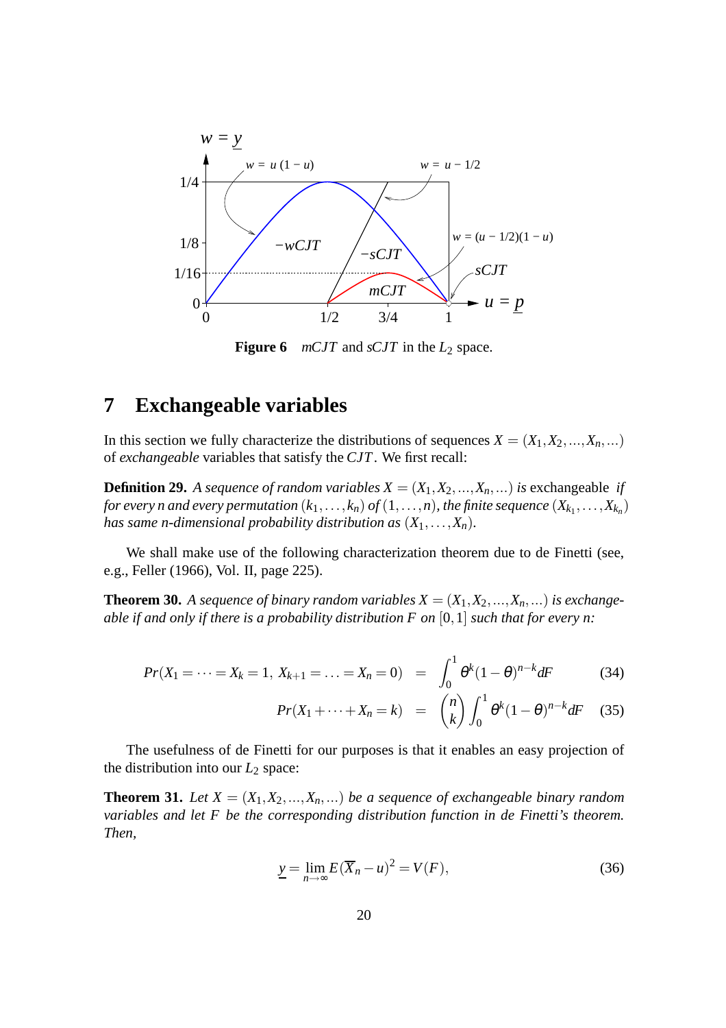**Figure 6** $mCJT$ and $sCJT$ in the $L_2$ space.

## 7 Exchangeable variables

In this section we fully characterize the distributions of sequences $X = (X_1, X_2, ..., X_n, ...)$ of *exchangeable* variables that satisfy the $CJT$. We first recall:

**Definition 29.** *A sequence of random variables $X = (X_1, X_2, ..., X_n, ...)$ is* exchangeable *if for every n and every permutation $(k_1, \dots, k_n)$ of $(1, \dots, n)$, the finite sequence $(X_{k_1}, \dots, X_{k_n})$ has same n-dimensional probability distribution as $(X_1, \dots, X_n)$.*

We shall make use of the following characterization theorem due to de Finetti (see, e.g., Feller (1966), Vol. II, page 225).

**Theorem 30.** *A sequence of binary random variables $X = (X_1, X_2, ..., X_n, ...)$ is exchangeable if and only if there is a probability distribution $F$ on $[0,1]$ such that for every n:*

$$Pr(X_1 = \cdots = X_k = 1,\ X_{k+1} = \ldots = X_n = 0) \;=\; \int_0^1 \theta^k (1-\theta)^{n-k} dF \tag{34}$$

$$Pr(X_1 + \cdots + X_n = k) \;=\; \binom{n}{k} \int_0^1 \theta^k (1-\theta)^{n-k} dF \tag{35}$$

The usefulness of de Finetti for our purposes is that it enables an easy projection of the distribution into our $L_2$ space:

**Theorem 31.** *Let $X = (X_1, X_2, ..., X_n, ...)$ be a sequence of exchangeable binary random variables and let $F$ be the corresponding distribution function in de Finetti's theorem. Then,*

$$\underline{y} = \lim_{n \to \infty} E(\overline{X}_n - u)^2 = V(F), \tag{36}$$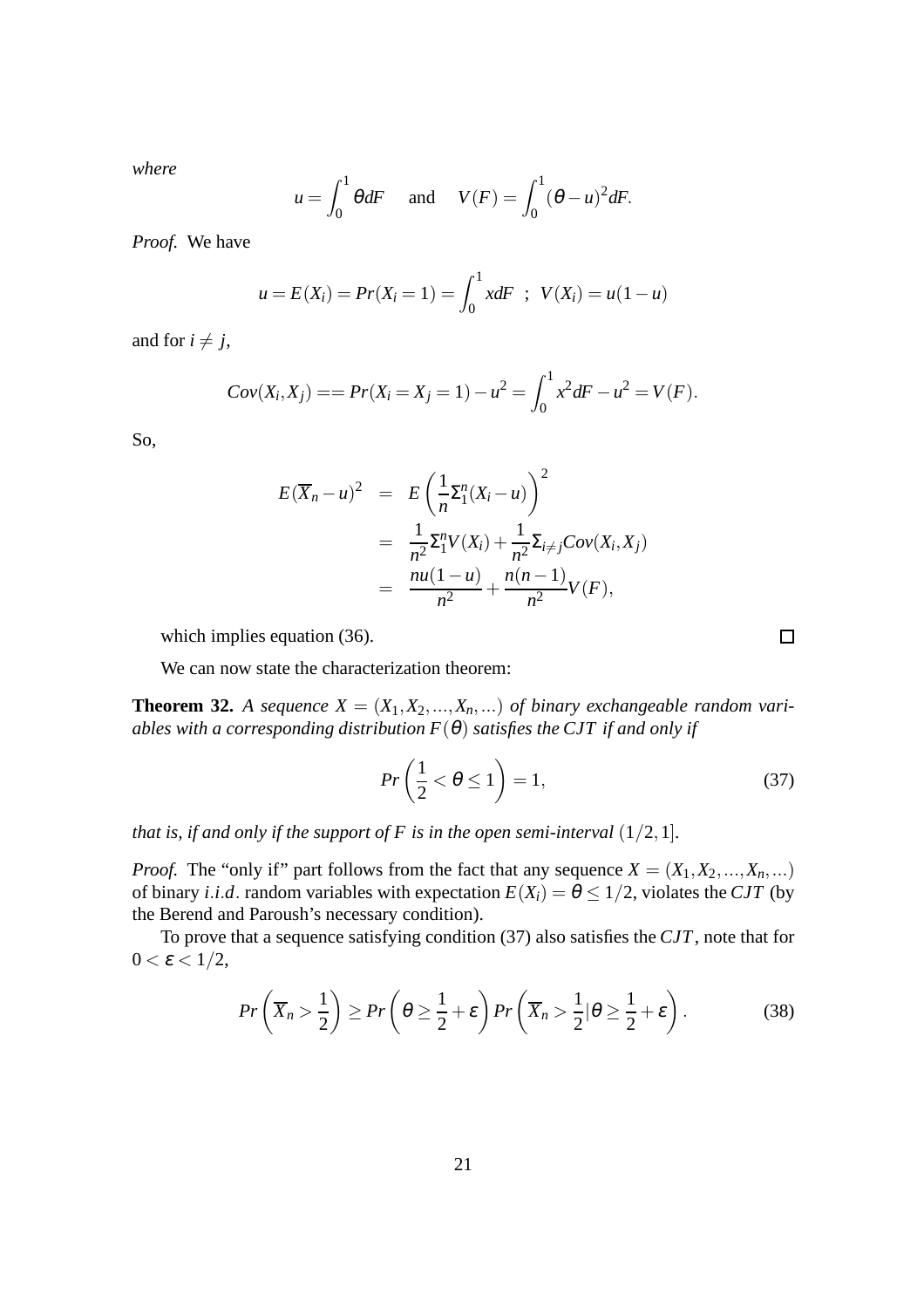*where*

$$u = \int_0^1 \theta dF \quad \text{and} \quad V(F) = \int_0^1 (\theta - u)^2 dF.$$

*Proof.* We have

$$u = E(X_i) = Pr(X_i = 1) = \int_0^1 x dF \;\; ; \;\; V(X_i) = u(1-u)$$

and for $i \neq j$,

$$Cov(X_i, X_j) == Pr(X_i = X_j = 1) - u^2 = \int_0^1 x^2 dF - u^2 = V(F).$$

So,

$$\begin{aligned}
E(\overline{X}_n - u)^2 &= E\left(\frac{1}{n}\Sigma_1^n (X_i - u)\right)^2 \\
&= \frac{1}{n^2}\Sigma_1^n V(X_i) + \frac{1}{n^2}\Sigma_{i \neq j} Cov(X_i, X_j) \\
&= \frac{nu(1-u)}{n^2} + \frac{n(n-1)}{n^2} V(F),
\end{aligned}$$

which implies equation (36). □

We can now state the characterization theorem:

**Theorem 32.** *A sequence $X = (X_1, X_2, ..., X_n, ...)$ of binary exchangeable random variables with a corresponding distribution $F(\theta)$ satisfies the $CJT$ if and only if*

$$Pr\left(\frac{1}{2} < \theta \leq 1\right) = 1, \tag{37}$$

*that is, if and only if the support of $F$ is in the open semi-interval $(1/2, 1]$.*

*Proof.* The "only if" part follows from the fact that any sequence $X = (X_1, X_2, ..., X_n, ...)$ of binary *i.i.d*. random variables with expectation $E(X_i) = \theta \leq 1/2$, violates the $CJT$ (by the Berend and Paroush's necessary condition).

To prove that a sequence satisfying condition (37) also satisfies the $CJT$, note that for $0 < \varepsilon < 1/2$,

$$Pr\left(\overline{X}_n > \frac{1}{2}\right) \geq Pr\left(\theta \geq \frac{1}{2} + \varepsilon\right) Pr\left(\overline{X}_n > \frac{1}{2} | \theta \geq \frac{1}{2} + \varepsilon\right). \tag{38}$$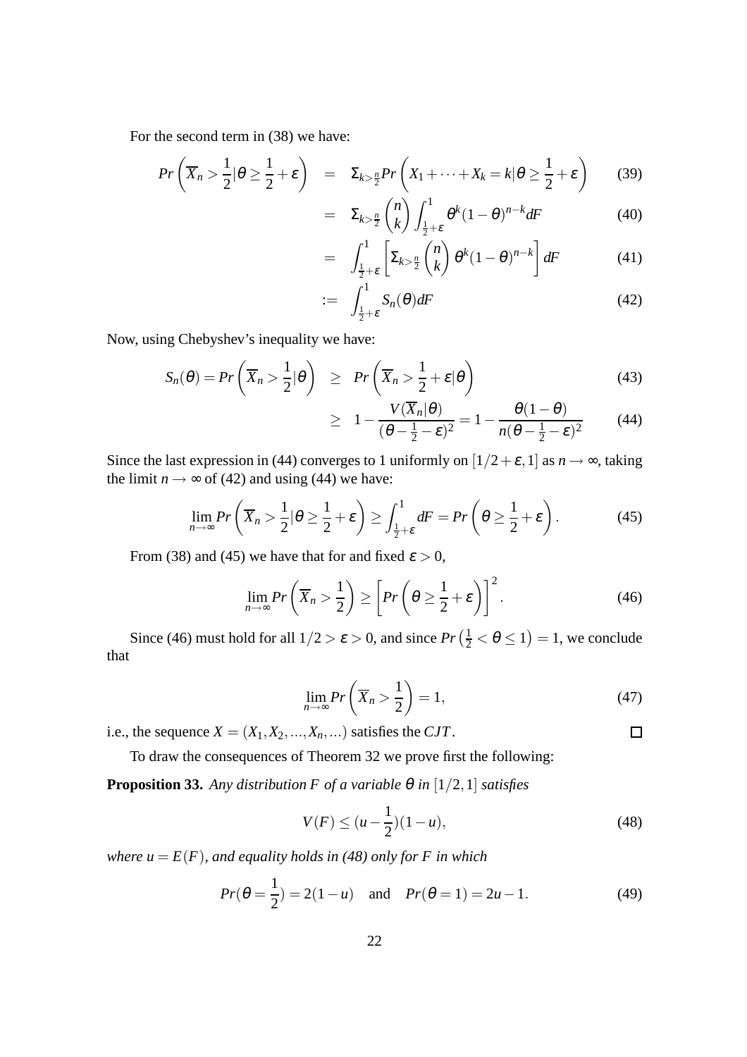For the second term in (38) we have:

$$Pr\left(\overline{X}_n > \frac{1}{2}|\theta \geq \frac{1}{2}+\varepsilon\right) = \Sigma_{k>\frac{n}{2}} Pr\left(X_1+\cdots+X_k = k|\theta \geq \frac{1}{2}+\varepsilon\right) \quad (39)$$

$$= \Sigma_{k>\frac{n}{2}} \binom{n}{k} \int_{\frac{1}{2}+\varepsilon}^{1} \theta^k (1-\theta)^{n-k} dF \quad (40)$$

$$= \int_{\frac{1}{2}+\varepsilon}^{1} \left[\Sigma_{k>\frac{n}{2}} \binom{n}{k} \theta^k (1-\theta)^{n-k}\right] dF \quad (41)$$

$$:= \int_{\frac{1}{2}+\varepsilon}^{1} S_n(\theta) dF \quad (42)$$

Now, using Chebyshev's inequality we have:

$$S_n(\theta) = Pr\left(\overline{X}_n > \frac{1}{2}|\theta\right) \geq Pr\left(\overline{X}_n > \frac{1}{2}+\varepsilon|\theta\right) \quad (43)$$

$$\geq 1 - \frac{V(\overline{X}_n|\theta)}{(\theta-\frac{1}{2}-\varepsilon)^2} = 1 - \frac{\theta(1-\theta)}{n(\theta-\frac{1}{2}-\varepsilon)^2} \quad (44)$$

Since the last expression in (44) converges to 1 uniformly on $[1/2+\varepsilon, 1]$ as $n \to \infty$, taking the limit $n \to \infty$ of (42) and using (44) we have:

$$\lim_{n\to\infty} Pr\left(\overline{X}_n > \frac{1}{2}|\theta \geq \frac{1}{2}+\varepsilon\right) \geq \int_{\frac{1}{2}+\varepsilon}^{1} dF = Pr\left(\theta \geq \frac{1}{2}+\varepsilon\right). \quad (45)$$

From (38) and (45) we have that for and fixed $\varepsilon > 0$,

$$\lim_{n\to\infty} Pr\left(\overline{X}_n > \frac{1}{2}\right) \geq \left[Pr\left(\theta \geq \frac{1}{2}+\varepsilon\right)\right]^2. \quad (46)$$

Since (46) must hold for all $1/2 > \varepsilon > 0$, and since $Pr\left(\frac{1}{2} < \theta \leq 1\right) = 1$, we conclude that

$$\lim_{n\to\infty} Pr\left(\overline{X}_n > \frac{1}{2}\right) = 1, \quad (47)$$

i.e., the sequence $X = (X_1, X_2, ..., X_n, ...)$ satisfies the *CJT*. □

To draw the consequences of Theorem 32 we prove first the following:

**Proposition 33.** *Any distribution $F$ of a variable $\theta$ in $[1/2, 1]$ satisfies*

$$V(F) \leq (u - \frac{1}{2})(1-u), \quad (48)$$

*where $u = E(F)$, and equality holds in (48) only for $F$ in which*

$$Pr(\theta = \frac{1}{2}) = 2(1-u) \quad \text{and} \quad Pr(\theta = 1) = 2u - 1. \quad (49)$$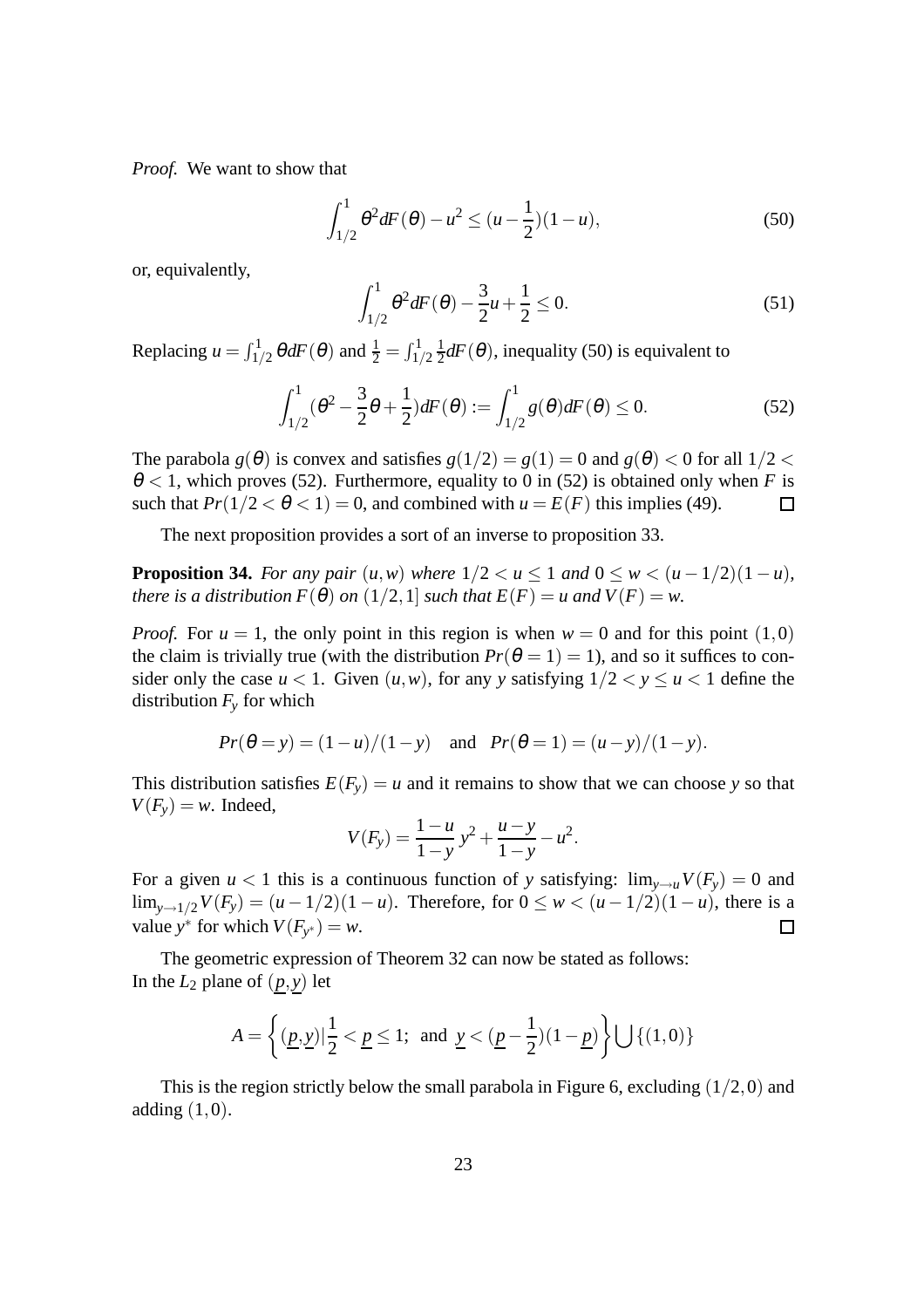*Proof.* We want to show that

$$\int_{1/2}^{1} \theta^2 dF(\theta) - u^2 \leq (u - \frac{1}{2})(1-u), \tag{50}$$

or, equivalently,

$$\int_{1/2}^{1} \theta^2 dF(\theta) - \frac{3}{2}u + \frac{1}{2} \leq 0. \tag{51}$$

Replacing $u = \int_{1/2}^{1} \theta dF(\theta)$ and $\frac{1}{2} = \int_{1/2}^{1} \frac{1}{2} dF(\theta)$, inequality (50) is equivalent to

$$\int_{1/2}^{1} (\theta^2 - \frac{3}{2}\theta + \frac{1}{2}) dF(\theta) := \int_{1/2}^{1} g(\theta) dF(\theta) \leq 0. \tag{52}$$

The parabola $g(\theta)$ is convex and satisfies $g(1/2) = g(1) = 0$ and $g(\theta) < 0$ for all $1/2 < \theta < 1$, which proves (52). Furthermore, equality to 0 in (52) is obtained only when $F$ is such that $Pr(1/2 < \theta < 1) = 0$, and combined with $u = E(F)$ this implies (49). ∎

The next proposition provides a sort of an inverse to proposition 33.

**Proposition 34.** *For any pair $(u,w)$ where $1/2 < u \leq 1$ and $0 \leq w < (u - 1/2)(1-u)$, there is a distribution $F(\theta)$ on $(1/2, 1]$ such that $E(F) = u$ and $V(F) = w$.*

*Proof.* For $u = 1$, the only point in this region is when $w = 0$ and for this point $(1,0)$ the claim is trivially true (with the distribution $Pr(\theta = 1) = 1$), and so it suffices to consider only the case $u < 1$. Given $(u,w)$, for any $y$ satisfying $1/2 < y \leq u < 1$ define the distribution $F_y$ for which

$$Pr(\theta = y) = (1-u)/(1-y) \quad \text{and} \quad Pr(\theta = 1) = (u-y)/(1-y).$$

This distribution satisfies $E(F_y) = u$ and it remains to show that we can choose $y$ so that $V(F_y) = w$. Indeed,

$$V(F_y) = \frac{1-u}{1-y} y^2 + \frac{u-y}{1-y} - u^2.$$

For a given $u < 1$ this is a continuous function of $y$ satisfying: $\lim_{y \to u} V(F_y) = 0$ and $\lim_{y \to 1/2} V(F_y) = (u - 1/2)(1-u)$. Therefore, for $0 \leq w < (u - 1/2)(1-u)$, there is a value $y^*$ for which $V(F_{y^*}) = w$. ∎

The geometric expression of Theorem 32 can now be stated as follows:
In the $L_2$ plane of $(\underline{p}, \underline{y})$ let

$$A = \left\{ (\underline{p}, \underline{y}) | \frac{1}{2} < \underline{p} \leq 1; \text{ and } \underline{y} < (\underline{p} - \frac{1}{2})(1 - \underline{p}) \right\} \bigcup \{(1,0)\}$$

This is the region strictly below the small parabola in Figure 6, excluding $(1/2, 0)$ and adding $(1,0)$.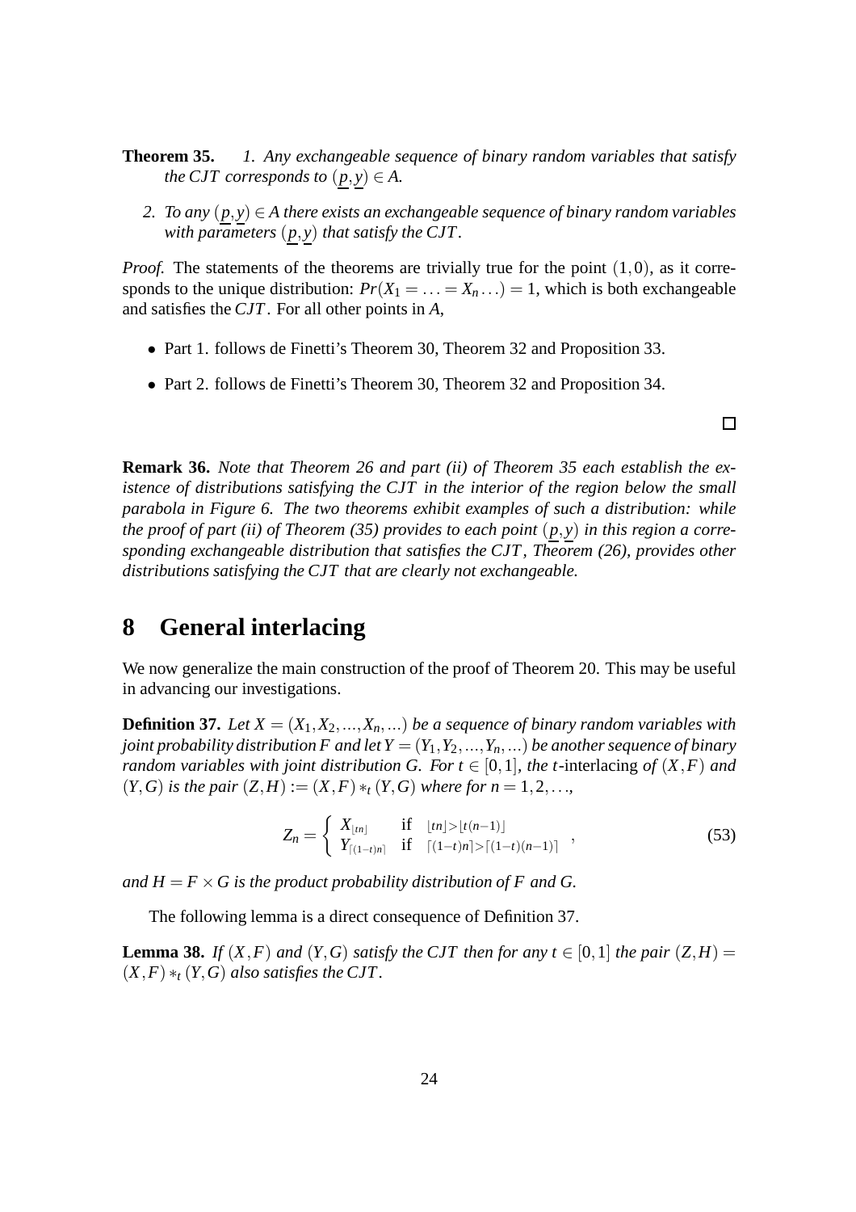**Theorem 35.** *1. Any exchangeable sequence of binary random variables that satisfy the $CJT$ corresponds to $(\underline{p}, \underline{y}) \in A$.*

*2. To any $(\underline{p}, \underline{y}) \in A$ there exists an exchangeable sequence of binary random variables with parameters $(\underline{p}, \underline{y})$ that satisfy the $CJT$.*

*Proof.* The statements of the theorems are trivially true for the point $(1,0)$, as it corresponds to the unique distribution: $Pr(X_1 = \ldots = X_n \ldots) = 1$, which is both exchangeable and satisfies the $CJT$. For all other points in $A$,

- Part 1. follows de Finetti's Theorem 30, Theorem 32 and Proposition 33.
- Part 2. follows de Finetti's Theorem 30, Theorem 32 and Proposition 34.

□

**Remark 36.** *Note that Theorem 26 and part (ii) of Theorem 35 each establish the existence of distributions satisfying the $CJT$ in the interior of the region below the small parabola in Figure 6. The two theorems exhibit examples of such a distribution: while the proof of part (ii) of Theorem (35) provides to each point $(\underline{p}, \underline{y})$ in this region a corresponding exchangeable distribution that satisfies the $CJT$, Theorem (26), provides other distributions satisfying the $CJT$ that are clearly not exchangeable.*

# 8 General interlacing

We now generalize the main construction of the proof of Theorem 20. This may be useful in advancing our investigations.

**Definition 37.** *Let $X = (X_1, X_2, ..., X_n, ...)$ be a sequence of binary random variables with joint probability distribution $F$ and let $Y = (Y_1, Y_2, ..., Y_n, ...)$ be another sequence of binary random variables with joint distribution $G$. For $t \in [0,1]$, the $t$-interlacing of $(X,F)$ and $(Y,G)$ is the pair $(Z,H) := (X,F) *_t (Y,G)$ where for $n = 1,2,\ldots$,*

$$Z_n = \begin{cases} X_{\lfloor tn \rfloor} & \text{if } \lfloor tn \rfloor > \lfloor t(n-1) \rfloor \\ Y_{\lceil (1-t)n \rceil} & \text{if } \lceil (1-t)n \rceil > \lceil (1-t)(n-1) \rceil \end{cases}, \tag{53}$$

*and $H = F \times G$ is the product probability distribution of $F$ and $G$.*

The following lemma is a direct consequence of Definition 37.

**Lemma 38.** *If $(X,F)$ and $(Y,G)$ satisfy the $CJT$ then for any $t \in [0,1]$ the pair $(Z,H) = (X,F) *_t (Y,G)$ also satisfies the $CJT$.*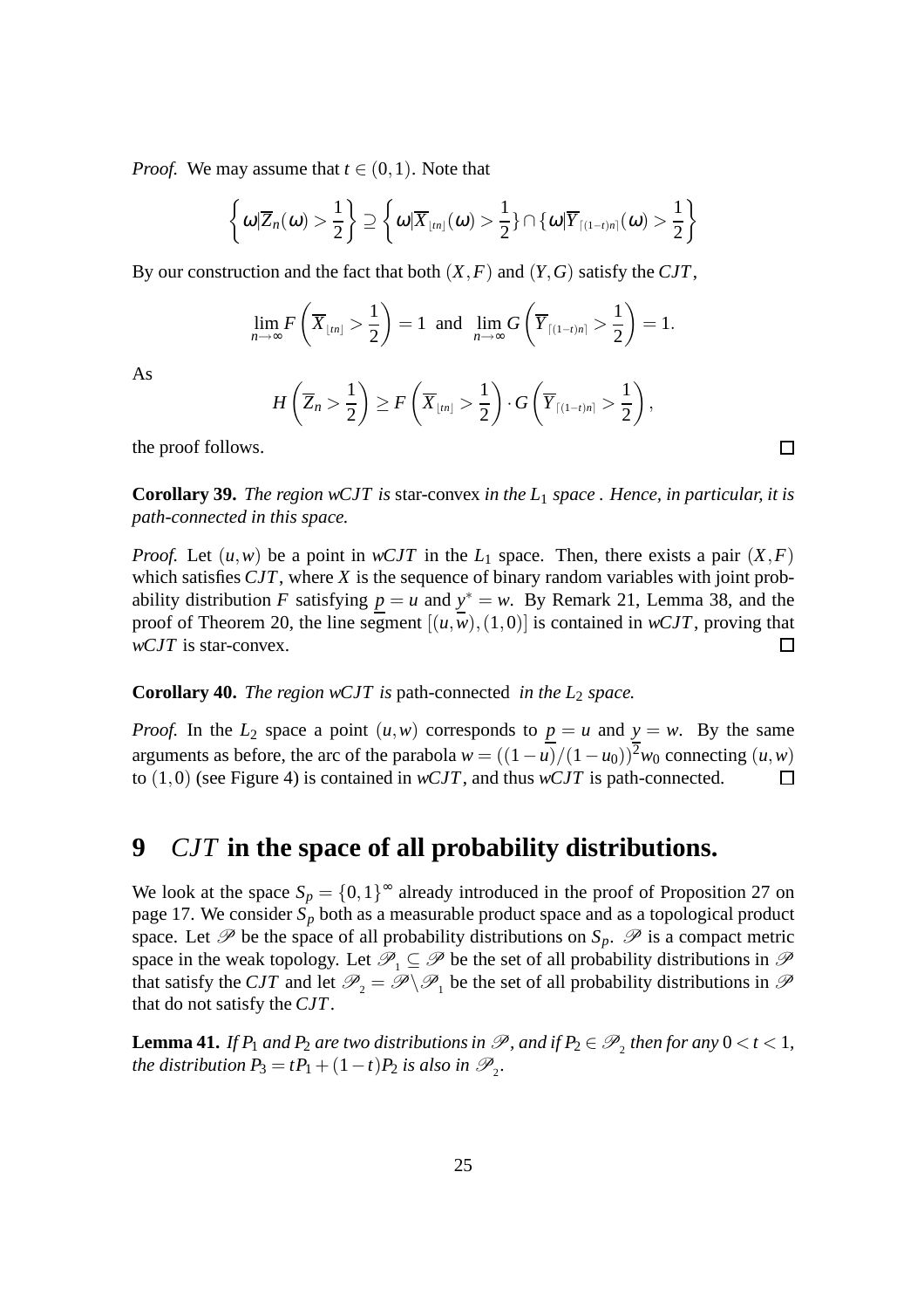*Proof.* We may assume that $t \in (0,1)$. Note that

$$\left\{\omega | \overline{Z}_n(\omega) > \frac{1}{2}\right\} \supseteq \left\{\omega | \overline{X}_{\lfloor tn \rfloor}(\omega) > \frac{1}{2}\right\} \cap \left\{\omega | \overline{Y}_{\lceil (1-t)n \rceil}(\omega) > \frac{1}{2}\right\}$$

By our construction and the fact that both $(X,F)$ and $(Y,G)$ satisfy the $CJT$,

$$\lim_{n\to\infty} F\left(\overline{X}_{\lfloor tn \rfloor} > \frac{1}{2}\right) = 1 \text{ and } \lim_{n\to\infty} G\left(\overline{Y}_{\lceil (1-t)n \rceil} > \frac{1}{2}\right) = 1.$$

As

$$H\left(\overline{Z}_n > \frac{1}{2}\right) \geq F\left(\overline{X}_{\lfloor tn \rfloor} > \frac{1}{2}\right) \cdot G\left(\overline{Y}_{\lceil (1-t)n \rceil} > \frac{1}{2}\right),$$

the proof follows. $\square$

**Corollary 39.** *The region wCJT is* star-convex *in the $L_1$ space . Hence, in particular, it is path-connected in this space.*

*Proof.* Let $(u,w)$ be a point in $wCJT$ in the $L_1$ space. Then, there exists a pair $(X,F)$ which satisfies $CJT$, where $X$ is the sequence of binary random variables with joint probability distribution $F$ satisfying $\underline{p} = u$ and $\underline{y}^* = w$. By Remark 21, Lemma 38, and the proof of Theorem 20, the line segment $[(u,w),(1,0)]$ is contained in $wCJT$, proving that $wCJT$ is star-convex. $\square$

**Corollary 40.** *The region wCJT is* path-connected *in the $L_2$ space.*

*Proof.* In the $L_2$ space a point $(u,w)$ corresponds to $\underline{p} = u$ and $\underline{y} = w$. By the same arguments as before, the arc of the parabola $w = ((1-u)/(1-u_0))^2 w_0$ connecting $(u,w)$ to $(1,0)$ (see Figure 4) is contained in $wCJT$, and thus $wCJT$ is path-connected. $\square$

# 9 $CJT$ in the space of all probability distributions.

We look at the space $S_p = \{0,1\}^\infty$ already introduced in the proof of Proposition 27 on page 17. We consider $S_p$ both as a measurable product space and as a topological product space. Let $\mathscr{P}$ be the space of all probability distributions on $S_p$. $\mathscr{P}$ is a compact metric space in the weak topology. Let $\mathscr{P}_1 \subseteq \mathscr{P}$ be the set of all probability distributions in $\mathscr{P}$ that satisfy the $CJT$ and let $\mathscr{P}_2 = \mathscr{P} \setminus \mathscr{P}_1$ be the set of all probability distributions in $\mathscr{P}$ that do not satisfy the $CJT$.

**Lemma 41.** *If $P_1$ and $P_2$ are two distributions in $\mathscr{P}$, and if $P_2 \in \mathscr{P}_2$ then for any $0 < t < 1$, the distribution $P_3 = tP_1 + (1-t)P_2$ is also in $\mathscr{P}_2$.*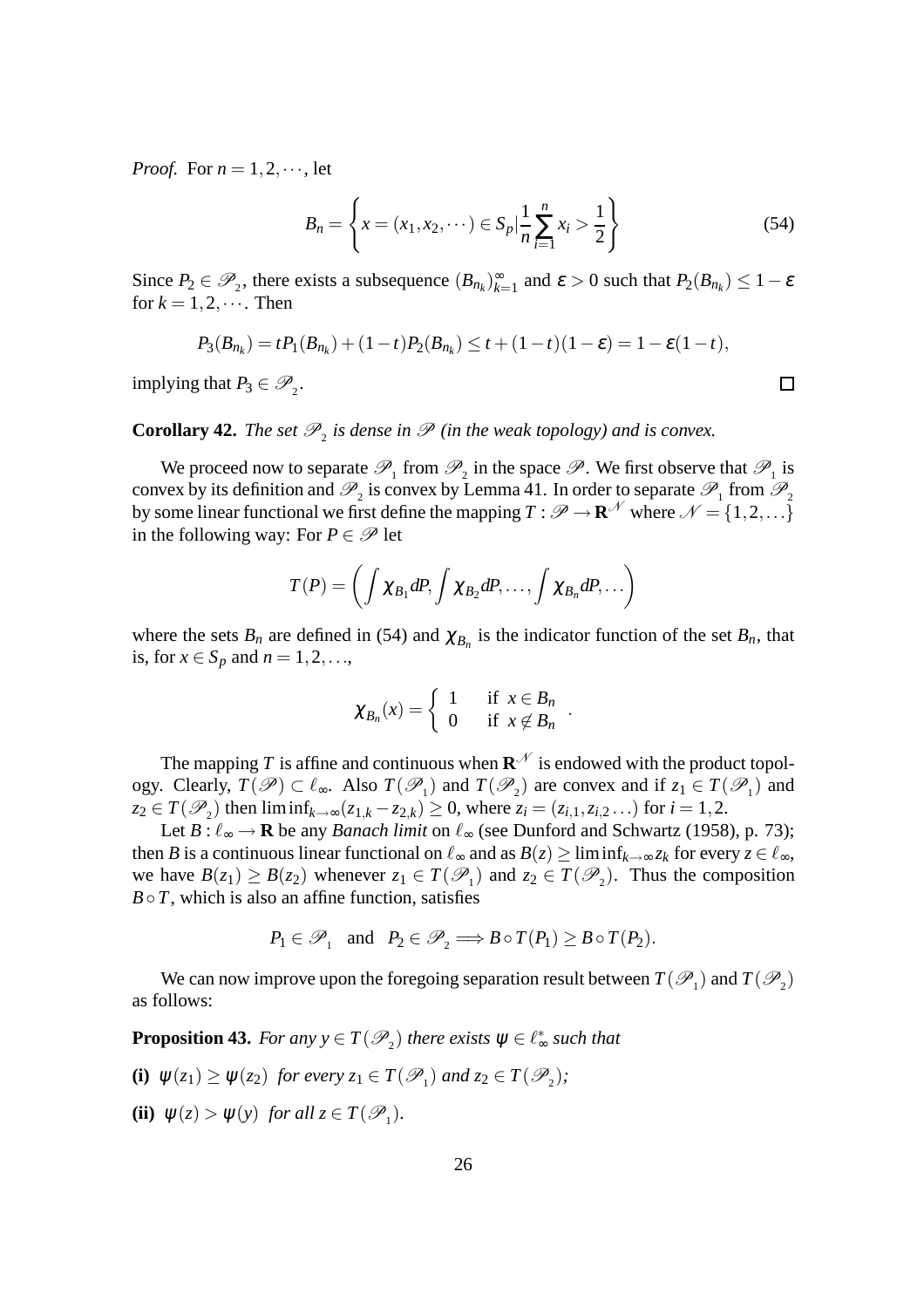*Proof.* For $n = 1, 2, \cdots$, let

$$B_n = \left\{ x = (x_1, x_2, \cdots) \in S_p | \frac{1}{n} \sum_{i=1}^{n} x_i > \frac{1}{2} \right\} \tag{54}$$

Since $P_2 \in \mathscr{P}_2$, there exists a subsequence $(B_{n_k})_{k=1}^{\infty}$ and $\varepsilon > 0$ such that $P_2(B_{n_k}) \leq 1 - \varepsilon$ for $k = 1, 2, \cdots$. Then

$$P_3(B_{n_k}) = tP_1(B_{n_k}) + (1-t)P_2(B_{n_k}) \leq t + (1-t)(1-\varepsilon) = 1 - \varepsilon(1-t),$$

implying that $P_3 \in \mathscr{P}_2$. $\square$

**Corollary 42.** *The set $\mathscr{P}_2$ is dense in $\mathscr{P}$ (in the weak topology) and is convex.*

We proceed now to separate $\mathscr{P}_1$ from $\mathscr{P}_2$ in the space $\mathscr{P}$. We first observe that $\mathscr{P}_1$ is convex by its definition and $\mathscr{P}_2$ is convex by Lemma 41. In order to separate $\mathscr{P}_1$ from $\mathscr{P}_2$ by some linear functional we first define the mapping $T : \mathscr{P} \to \mathbf{R}^{\mathscr{N}}$ where $\mathscr{N} = \{1, 2, \ldots\}$ in the following way: For $P \in \mathscr{P}$ let

$$T(P) = \left( \int \chi_{B_1} dP, \int \chi_{B_2} dP, \ldots, \int \chi_{B_n} dP, \ldots \right)$$

where the sets $B_n$ are defined in (54) and $\chi_{B_n}$ is the indicator function of the set $B_n$, that is, for $x \in S_p$ and $n = 1, 2, \ldots$,

$$\chi_{B_n}(x) = \begin{cases} 1 & \text{if } x \in B_n \\ 0 & \text{if } x \notin B_n \end{cases}.$$

The mapping $T$ is affine and continuous when $\mathbf{R}^{\mathscr{N}}$ is endowed with the product topology. Clearly, $T(\mathscr{P}) \subset \ell_\infty$. Also $T(\mathscr{P}_1)$ and $T(\mathscr{P}_2)$ are convex and if $z_1 \in T(\mathscr{P}_1)$ and $z_2 \in T(\mathscr{P}_2)$ then $\liminf_{k\to\infty}(z_{1,k} - z_{2,k}) \geq 0$, where $z_i = (z_{i,1}, z_{i,2} \ldots)$ for $i = 1, 2$.

Let $B : \ell_\infty \to \mathbf{R}$ be any *Banach limit* on $\ell_\infty$ (see Dunford and Schwartz (1958), p. 73); then $B$ is a continuous linear functional on $\ell_\infty$ and as $B(z) \geq \liminf_{k\to\infty} z_k$ for every $z \in \ell_\infty$, we have $B(z_1) \geq B(z_2)$ whenever $z_1 \in T(\mathscr{P}_1)$ and $z_2 \in T(\mathscr{P}_2)$. Thus the composition $B \circ T$, which is also an affine function, satisfies

$$P_1 \in \mathscr{P}_1 \quad \text{and} \quad P_2 \in \mathscr{P}_2 \Longrightarrow B \circ T(P_1) \geq B \circ T(P_2).$$

We can now improve upon the foregoing separation result between $T(\mathscr{P}_1)$ and $T(\mathscr{P}_2)$ as follows:

**Proposition 43.** *For any $y \in T(\mathscr{P}_2)$ there exists $\psi \in \ell_\infty^*$ such that*

**(i)** $\psi(z_1) \geq \psi(z_2)$ *for every $z_1 \in T(\mathscr{P}_1)$ and $z_2 \in T(\mathscr{P}_2)$;*

**(ii)** $\psi(z) > \psi(y)$ *for all $z \in T(\mathscr{P}_1)$.*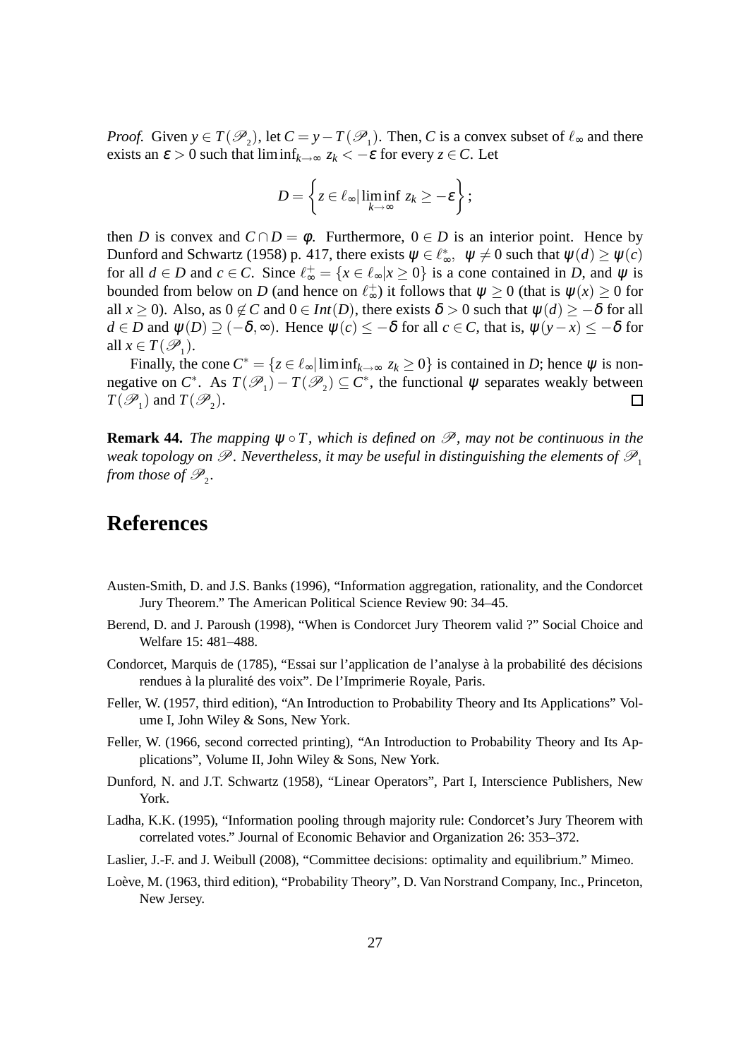*Proof.* Given $y \in T(\mathscr{P}_1)$, let $C = y - T(\mathscr{P}_1)$. Then, $C$ is a convex subset of $\ell_\infty$ and there exists an $\varepsilon > 0$ such that $\liminf_{k\to\infty} z_k < -\varepsilon$ for every $z \in C$. Let

$$D = \left\{ z \in \ell_\infty | \liminf_{k\to\infty} z_k \geq -\varepsilon \right\};$$

then $D$ is convex and $C \cap D = \phi$. Furthermore, $0 \in D$ is an interior point. Hence by Dunford and Schwartz (1958) p. 417, there exists $\psi \in \ell_\infty^*$, $\psi \neq 0$ such that $\psi(d) \geq \psi(c)$ for all $d \in D$ and $c \in C$. Since $\ell_\infty^+ = \{x \in \ell_\infty | x \geq 0\}$ is a cone contained in $D$, and $\psi$ is bounded from below on $D$ (and hence on $\ell_\infty^+$) it follows that $\psi \geq 0$ (that is $\psi(x) \geq 0$ for all $x \geq 0$). Also, as $0 \notin C$ and $0 \in Int(D)$, there exists $\delta > 0$ such that $\psi(d) \geq -\delta$ for all $d \in D$ and $\psi(D) \supseteq (-\delta, \infty)$. Hence $\psi(c) \leq -\delta$ for all $c \in C$, that is, $\psi(y - x) \leq -\delta$ for all $x \in T(\mathscr{P}_1)$.

Finally, the cone $C^* = \{z \in \ell_\infty | \liminf_{k\to\infty} z_k \geq 0\}$ is contained in $D$; hence $\psi$ is non-negative on $C^*$. As $T(\mathscr{P}_1) - T(\mathscr{P}_2) \subseteq C^*$, the functional $\psi$ separates weakly between $T(\mathscr{P}_1)$ and $T(\mathscr{P}_2)$. □

**Remark 44.** *The mapping $\psi \circ T$, which is defined on $\mathscr{P}$, may not be continuous in the weak topology on $\mathscr{P}$. Nevertheless, it may be useful in distinguishing the elements of $\mathscr{P}_1$ from those of $\mathscr{P}_2$.*

# References

Austen-Smith, D. and J.S. Banks (1996), "Information aggregation, rationality, and the Condorcet Jury Theorem." The American Political Science Review 90: 34–45.

Berend, D. and J. Paroush (1998), "When is Condorcet Jury Theorem valid ?" Social Choice and Welfare 15: 481–488.

Condorcet, Marquis de (1785), "Essai sur l'application de l'analyse à la probabilité des décisions rendues à la pluralité des voix". De l'Imprimerie Royale, Paris.

Feller, W. (1957, third edition), "An Introduction to Probability Theory and Its Applications" Volume I, John Wiley & Sons, New York.

Feller, W. (1966, second corrected printing), "An Introduction to Probability Theory and Its Applications", Volume II, John Wiley & Sons, New York.

Dunford, N. and J.T. Schwartz (1958), "Linear Operators", Part I, Interscience Publishers, New York.

Ladha, K.K. (1995), "Information pooling through majority rule: Condorcet's Jury Theorem with correlated votes." Journal of Economic Behavior and Organization 26: 353–372.

Laslier, J.-F. and J. Weibull (2008), "Committee decisions: optimality and equilibrium." Mimeo.

Loève, M. (1963, third edition), "Probability Theory", D. Van Norstrand Company, Inc., Princeton, New Jersey.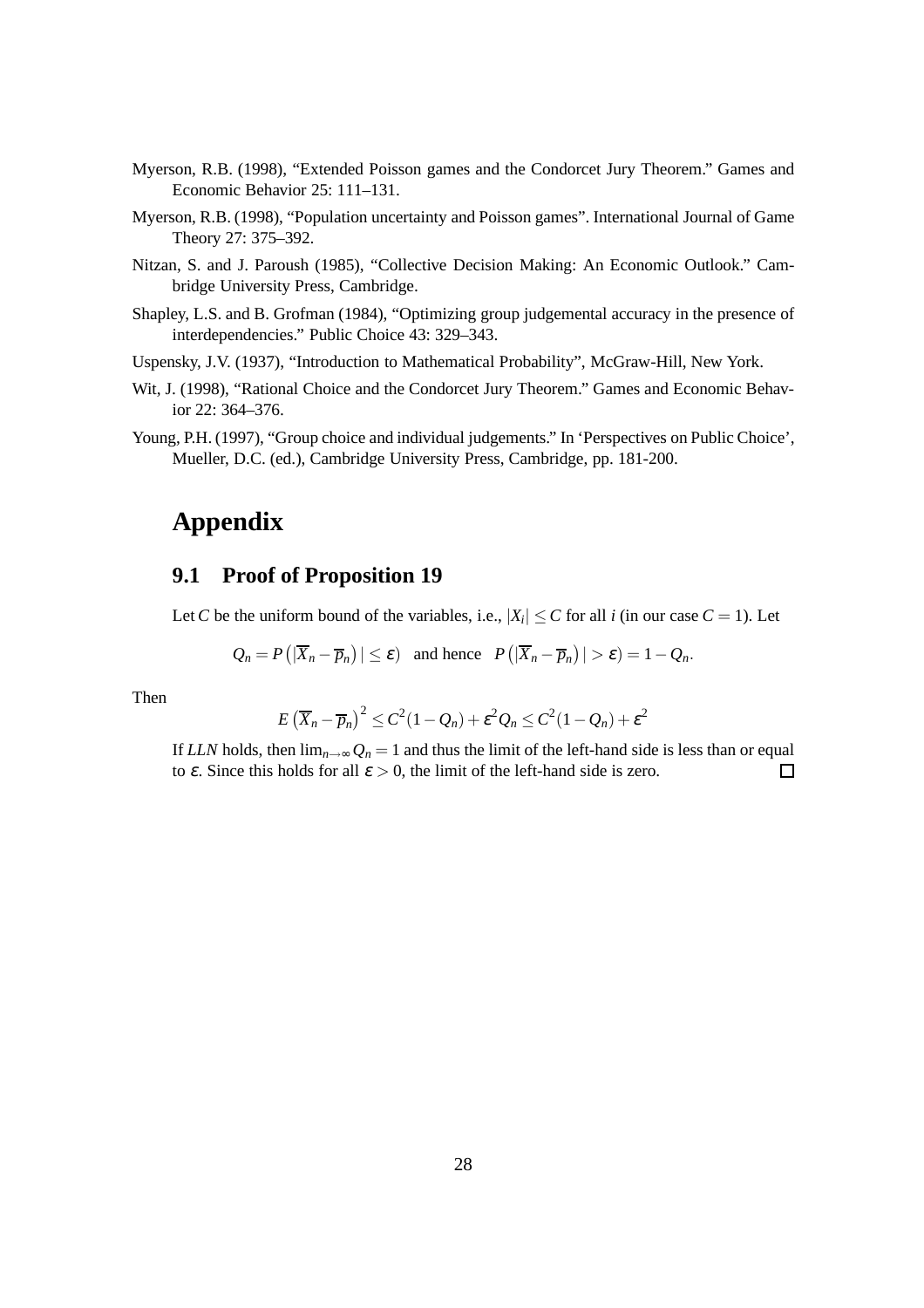Myerson, R.B. (1998), “Extended Poisson games and the Condorcet Jury Theorem.” Games and Economic Behavior 25: 111–131.

Myerson, R.B. (1998), “Population uncertainty and Poisson games”. International Journal of Game Theory 27: 375–392.

Nitzan, S. and J. Paroush (1985), “Collective Decision Making: An Economic Outlook.” Cambridge University Press, Cambridge.

Shapley, L.S. and B. Grofman (1984), “Optimizing group judgemental accuracy in the presence of interdependencies.” Public Choice 43: 329–343.

Uspensky, J.V. (1937), “Introduction to Mathematical Probability”, McGraw-Hill, New York.

Wit, J. (1998), “Rational Choice and the Condorcet Jury Theorem.” Games and Economic Behavior 22: 364–376.

Young, P.H. (1997), “Group choice and individual judgements.” In ‘Perspectives on Public Choice’, Mueller, D.C. (ed.), Cambridge University Press, Cambridge, pp. 181-200.

# Appendix

## 9.1 Proof of Proposition 19

Let $C$ be the uniform bound of the variables, i.e., $|X_i| \leq C$ for all $i$ (in our case $C = 1$). Let

$$Q_n = P\left(|\overline{X}_n - \overline{p}_n)| \leq \varepsilon\right) \quad \text{and hence} \quad P\left(|\overline{X}_n - \overline{p}_n)| > \varepsilon\right) = 1 - Q_n.$$

Then

$$E\left(\overline{X}_n - \overline{p}_n\right)^2 \leq C^2(1 - Q_n) + \varepsilon^2 Q_n \leq C^2(1 - Q_n) + \varepsilon^2$$

If *LLN* holds, then $\lim_{n\to\infty} Q_n = 1$ and thus the limit of the left-hand side is less than or equal to $\varepsilon$. Since this holds for all $\varepsilon > 0$, the limit of the left-hand side is zero. □